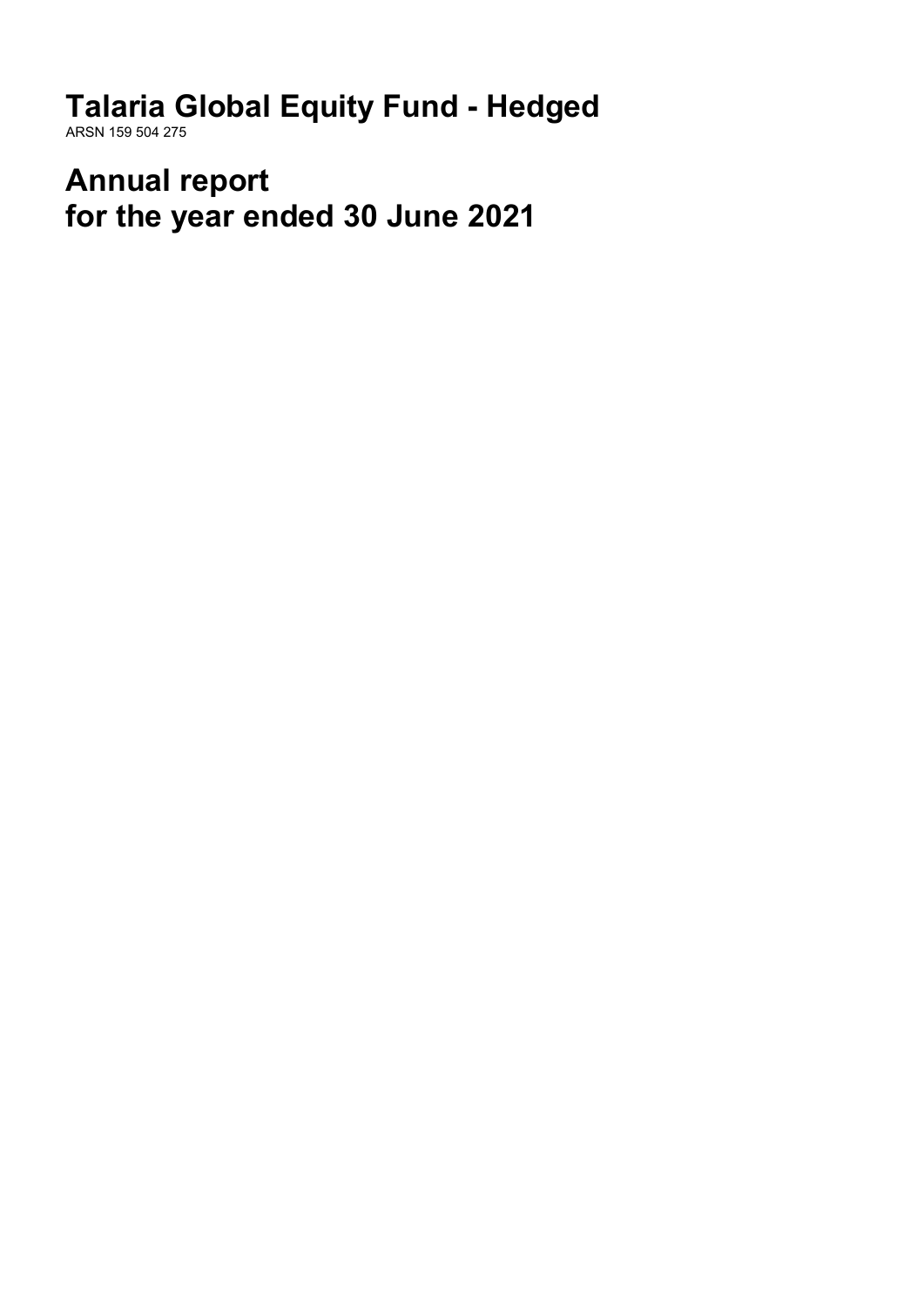# Talaria Global Equity Fund - Hedged

ARSN 159 504 275

# Annual report for the year ended 30 June 2021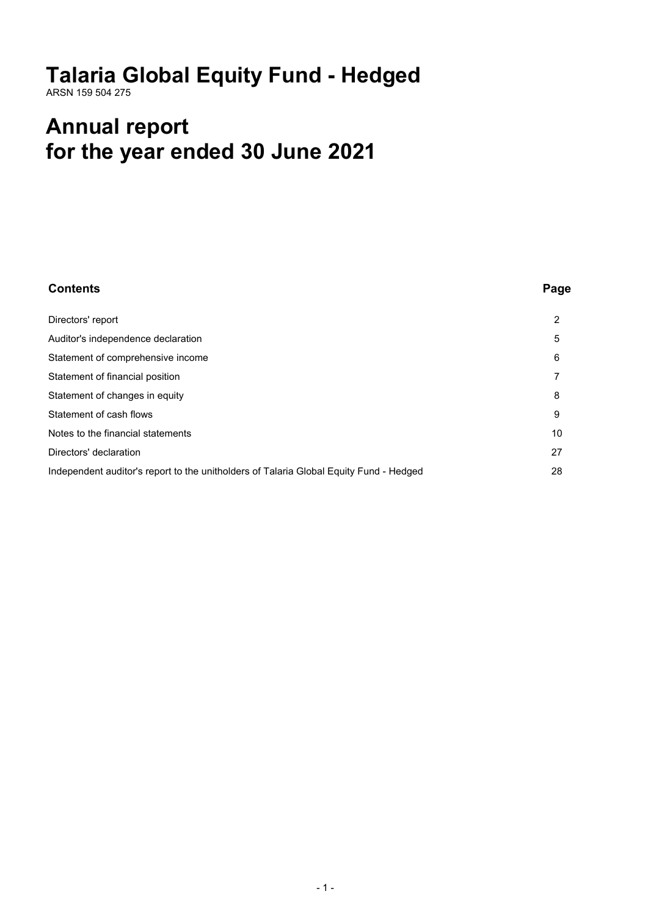# Talaria Global Equity Fund - Hedged

ARSN 159 504 275

# Annual report for the year ended 30 June 2021

| Contents | Page |
|---|---|
| Directors' report | 2 |
| Auditor's independence declaration | 5 |
| Statement of comprehensive income | 6 |
| Statement of financial position | 7 |
| Statement of changes in equity | 8 |
| Statement of cash flows | 9 |
| Notes to the financial statements | 10 |
| Directors' declaration | 27 |
| Independent auditor's report to the unitholders of Talaria Global Equity Fund - Hedged | 28 |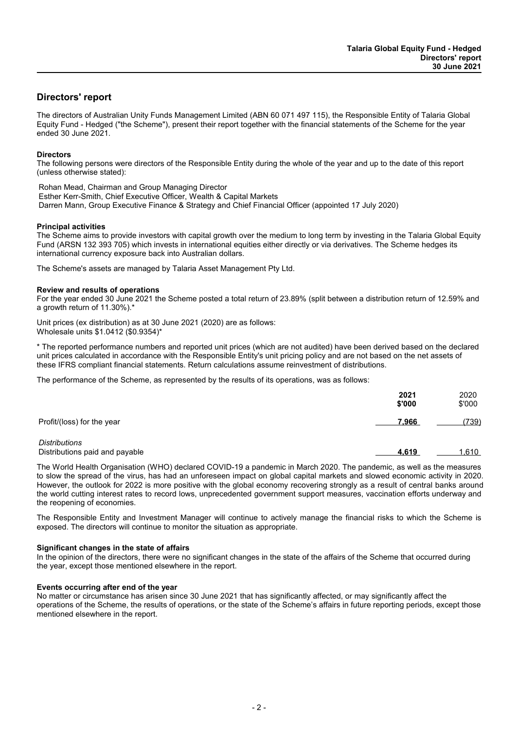# Directors' report

The directors of Australian Unity Funds Management Limited (ABN 60 071 497 115), the Responsible Entity of Talaria Global Equity Fund - Hedged ("the Scheme"), present their report together with the financial statements of the Scheme for the year ended 30 June 2021.

**Directors**

The following persons were directors of the Responsible Entity during the whole of the year and up to the date of this report (unless otherwise stated):

Rohan Mead, Chairman and Group Managing Director
Esther Kerr-Smith, Chief Executive Officer, Wealth & Capital Markets
Darren Mann, Group Executive Finance & Strategy and Chief Financial Officer (appointed 17 July 2020)

**Principal activities**

The Scheme aims to provide investors with capital growth over the medium to long term by investing in the Talaria Global Equity Fund (ARSN 132 393 705) which invests in international equities either directly or via derivatives. The Scheme hedges its international currency exposure back into Australian dollars.

The Scheme's assets are managed by Talaria Asset Management Pty Ltd.

**Review and results of operations**

For the year ended 30 June 2021 the Scheme posted a total return of 23.89% (split between a distribution return of 12.59% and a growth return of 11.30%).*

Unit prices (ex distribution) as at 30 June 2021 (2020) are as follows:
Wholesale units $1.0412 ($0.9354)*

* The reported performance numbers and reported unit prices (which are not audited) have been derived based on the declared unit prices calculated in accordance with the Responsible Entity's unit pricing policy and are not based on the net assets of these IFRS compliant financial statements. Return calculations assume reinvestment of distributions.

The performance of the Scheme, as represented by the results of its operations, was as follows:

| | 2021 $'000 | 2020 $'000 |
|---|---|---|
| Profit/(loss) for the year | **7,966** | (739) |
| *Distributions* | | |
| Distributions paid and payable | **4,619** | 1,610 |

The World Health Organisation (WHO) declared COVID-19 a pandemic in March 2020. The pandemic, as well as the measures to slow the spread of the virus, has had an unforeseen impact on global capital markets and slowed economic activity in 2020. However, the outlook for 2022 is more positive with the global economy recovering strongly as a result of central banks around the world cutting interest rates to record lows, unprecedented government support measures, vaccination efforts underway and the reopening of economies.

The Responsible Entity and Investment Manager will continue to actively manage the financial risks to which the Scheme is exposed. The directors will continue to monitor the situation as appropriate.

**Significant changes in the state of affairs**

In the opinion of the directors, there were no significant changes in the state of the affairs of the Scheme that occurred during the year, except those mentioned elsewhere in the report.

**Events occurring after end of the year**

No matter or circumstance has arisen since 30 June 2021 that has significantly affected, or may significantly affect the operations of the Scheme, the results of operations, or the state of the Scheme's affairs in future reporting periods, except those mentioned elsewhere in the report.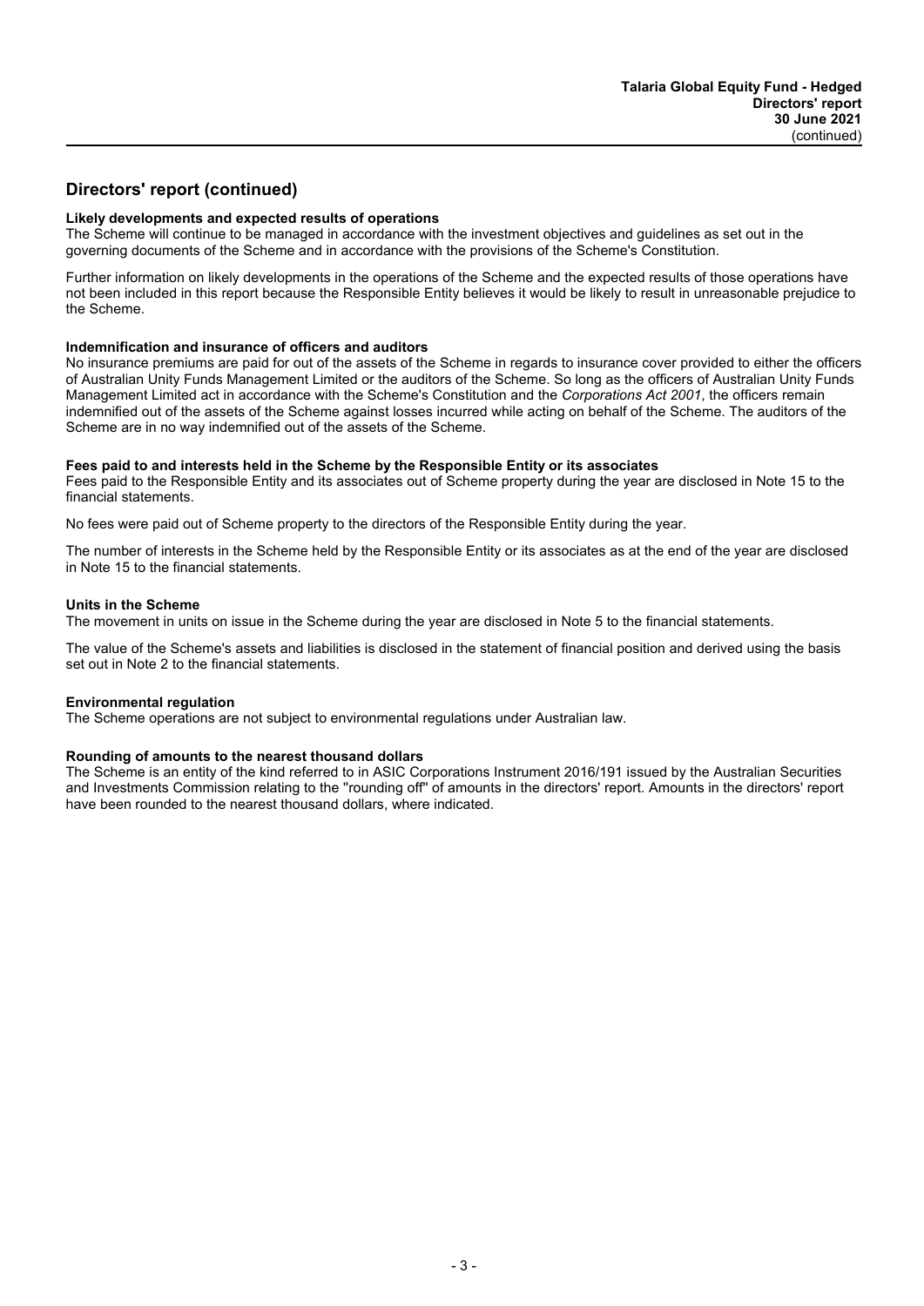## Directors' report (continued)

**Likely developments and expected results of operations**

The Scheme will continue to be managed in accordance with the investment objectives and guidelines as set out in the governing documents of the Scheme and in accordance with the provisions of the Scheme's Constitution.

Further information on likely developments in the operations of the Scheme and the expected results of those operations have not been included in this report because the Responsible Entity believes it would be likely to result in unreasonable prejudice to the Scheme.

**Indemnification and insurance of officers and auditors**

No insurance premiums are paid for out of the assets of the Scheme in regards to insurance cover provided to either the officers of Australian Unity Funds Management Limited or the auditors of the Scheme. So long as the officers of Australian Unity Funds Management Limited act in accordance with the Scheme's Constitution and the *Corporations Act 2001*, the officers remain indemnified out of the assets of the Scheme against losses incurred while acting on behalf of the Scheme. The auditors of the Scheme are in no way indemnified out of the assets of the Scheme.

**Fees paid to and interests held in the Scheme by the Responsible Entity or its associates**

Fees paid to the Responsible Entity and its associates out of Scheme property during the year are disclosed in Note 15 to the financial statements.

No fees were paid out of Scheme property to the directors of the Responsible Entity during the year.

The number of interests in the Scheme held by the Responsible Entity or its associates as at the end of the year are disclosed in Note 15 to the financial statements.

**Units in the Scheme**

The movement in units on issue in the Scheme during the year are disclosed in Note 5 to the financial statements.

The value of the Scheme's assets and liabilities is disclosed in the statement of financial position and derived using the basis set out in Note 2 to the financial statements.

**Environmental regulation**

The Scheme operations are not subject to environmental regulations under Australian law.

**Rounding of amounts to the nearest thousand dollars**

The Scheme is an entity of the kind referred to in ASIC Corporations Instrument 2016/191 issued by the Australian Securities and Investments Commission relating to the "rounding off" of amounts in the directors' report. Amounts in the directors' report have been rounded to the nearest thousand dollars, where indicated.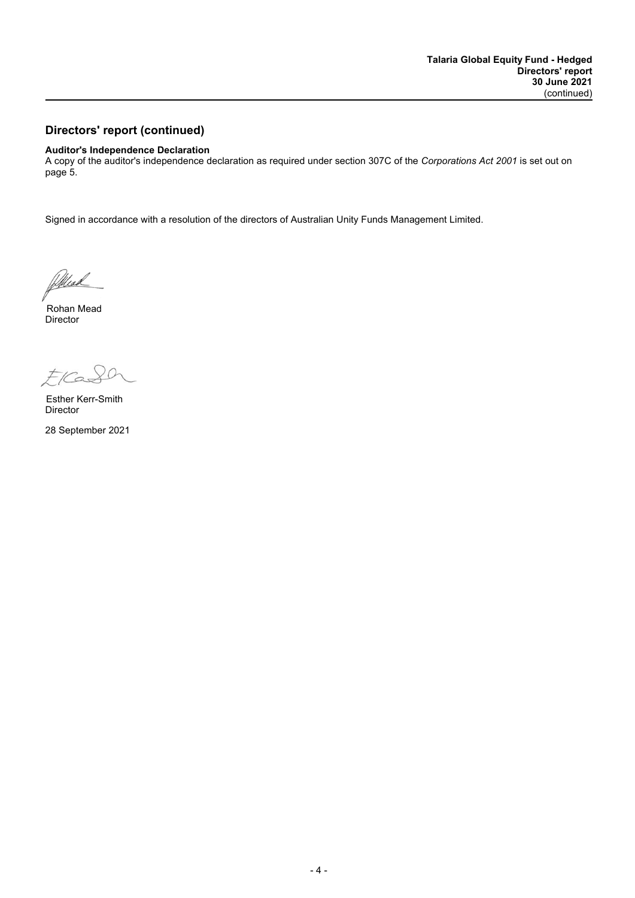## Directors' report (continued)

**Auditor's Independence Declaration**
A copy of the auditor's independence declaration as required under section 307C of the *Corporations Act 2001* is set out on page 5.

Signed in accordance with a resolution of the directors of Australian Unity Funds Management Limited.

Rohan Mead
Director

Esther Kerr-Smith
Director

28 September 2021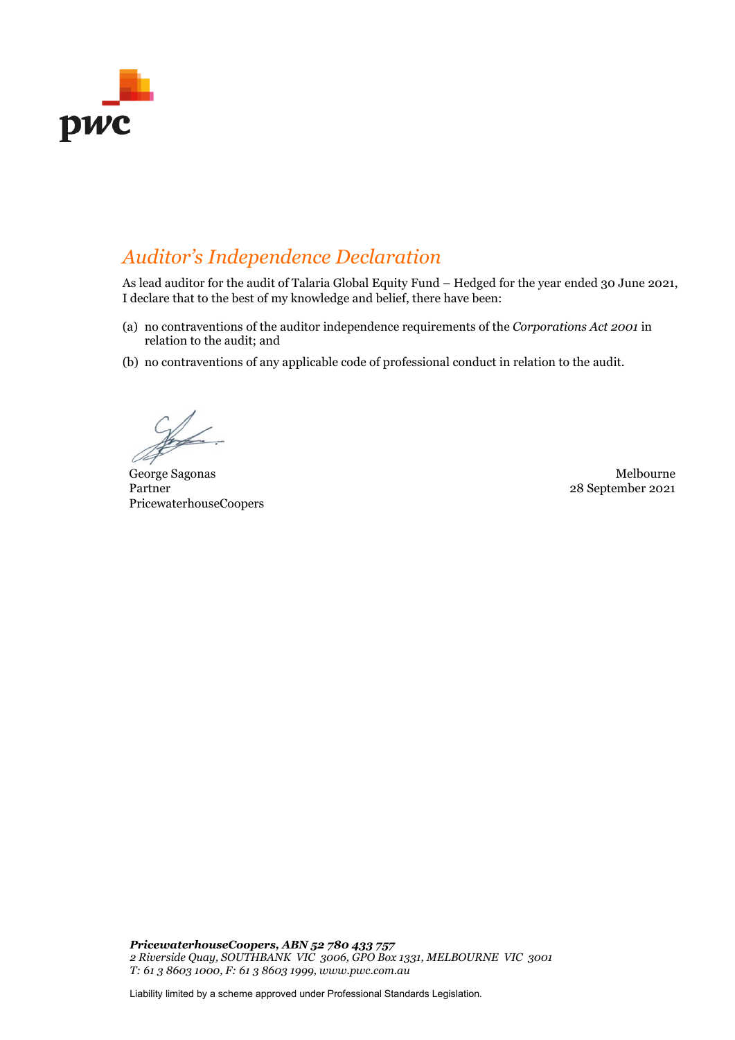# *Auditor's Independence Declaration*

As lead auditor for the audit of Talaria Global Equity Fund – Hedged for the year ended 30 June 2021, I declare that to the best of my knowledge and belief, there have been:

(a) no contraventions of the auditor independence requirements of the *Corporations Act 2001* in relation to the audit; and

(b) no contraventions of any applicable code of professional conduct in relation to the audit.

George Sagonas
Partner
PricewaterhouseCoopers

Melbourne
28 September 2021

***PricewaterhouseCoopers, ABN 52 780 433 757***
*2 Riverside Quay, SOUTHBANK VIC 3006, GPO Box 1331, MELBOURNE VIC 3001*
*T: 61 3 8603 1000, F: 61 3 8603 1999, www.pwc.com.au*

Liability limited by a scheme approved under Professional Standards Legislation.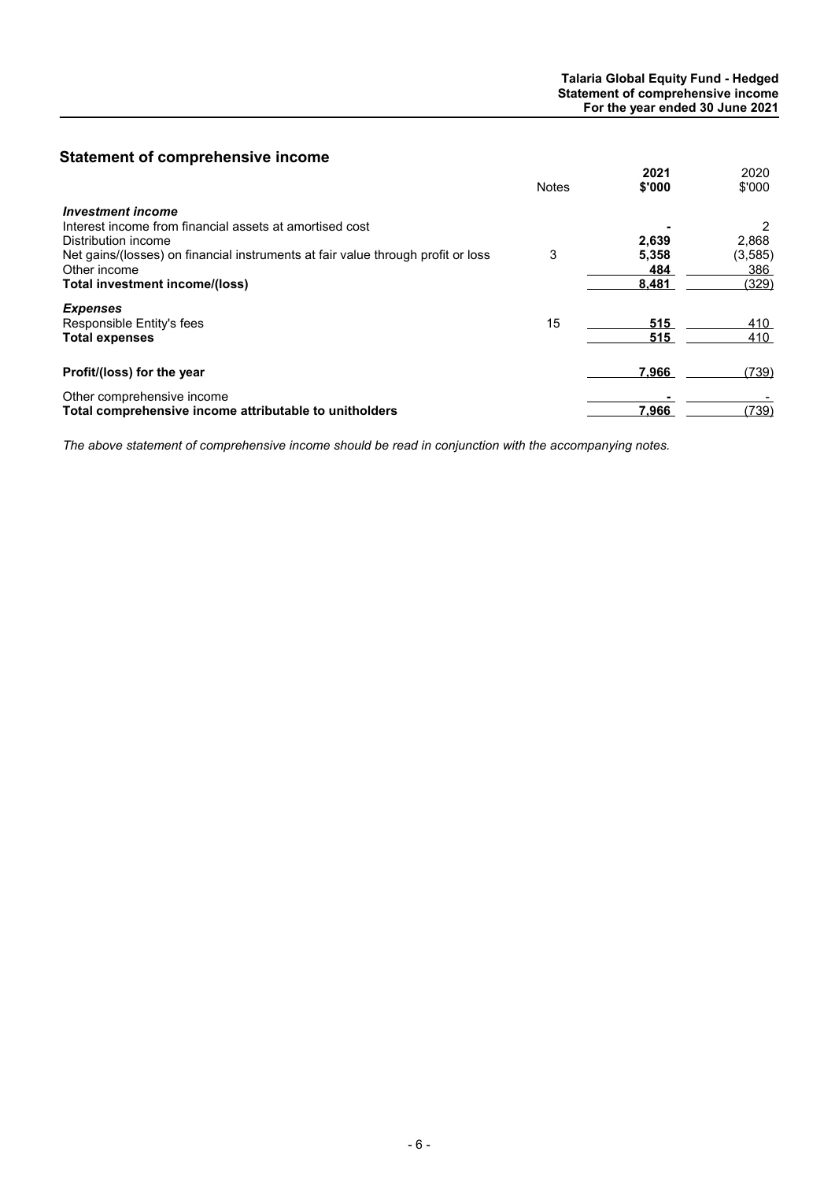## Statement of comprehensive income

| | Notes | 2021 $'000 | 2020 $'000 |
|---|---|---|---|
| ***Investment income*** | | | |
| Interest income from financial assets at amortised cost | | - | 2 |
| Distribution income | | 2,639 | 2,868 |
| Net gains/(losses) on financial instruments at fair value through profit or loss | 3 | 5,358 | (3,585) |
| Other income | | 484 | 386 |
| **Total investment income/(loss)** | | **8,481** | (329) |
| ***Expenses*** | | | |
| Responsible Entity's fees | 15 | 515 | 410 |
| **Total expenses** | | **515** | 410 |
| **Profit/(loss) for the year** | | **7,966** | (739) |
| Other comprehensive income | | - | - |
| **Total comprehensive income attributable to unitholders** | | **7,966** | (739) |

*The above statement of comprehensive income should be read in conjunction with the accompanying notes.*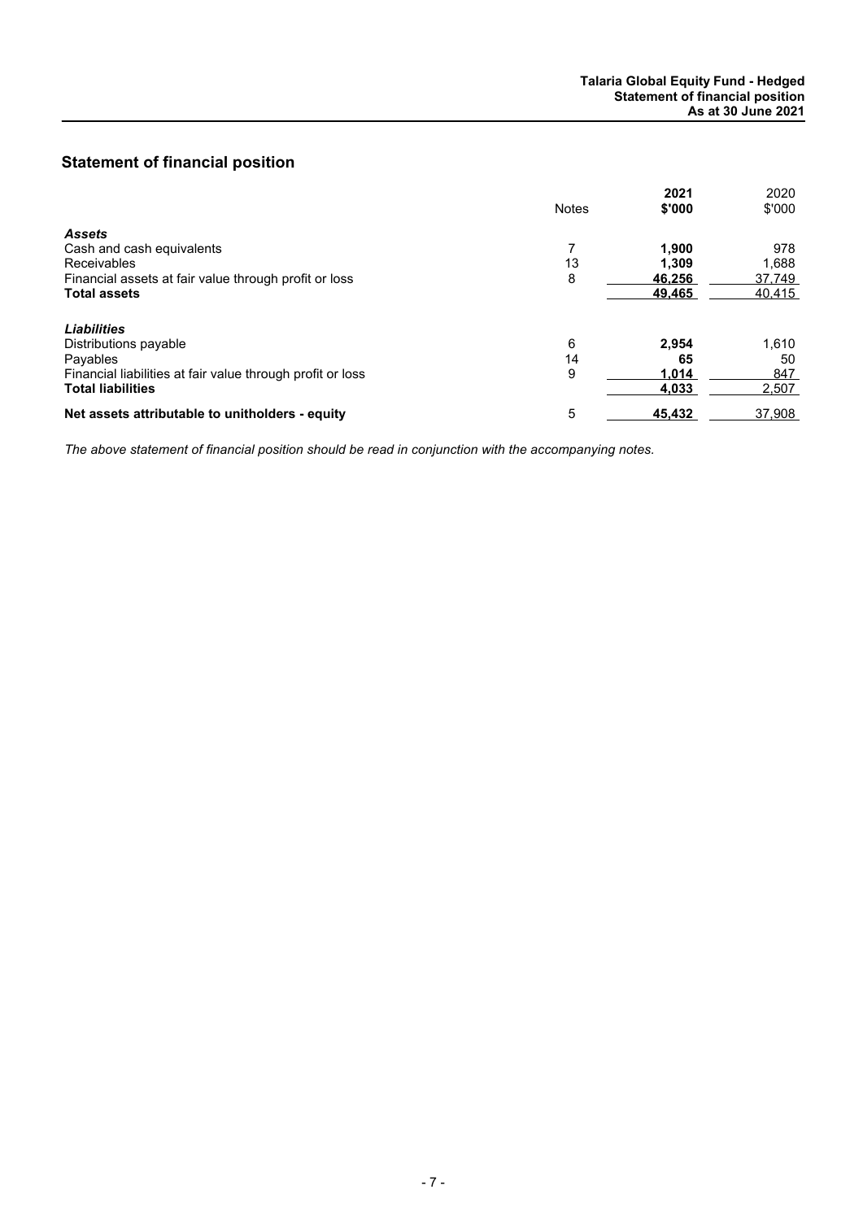## Statement of financial position

| | Notes | **2021 \$'000** | 2020 \$'000 |
|---|---|---|---|
| ***Assets*** | | | |
| Cash and cash equivalents | 7 | **1,900** | 978 |
| Receivables | 13 | **1,309** | 1,688 |
| Financial assets at fair value through profit or loss | 8 | **46,256** | 37,749 |
| **Total assets** | | **49,465** | 40,415 |
| ***Liabilities*** | | | |
| Distributions payable | 6 | **2,954** | 1,610 |
| Payables | 14 | **65** | 50 |
| Financial liabilities at fair value through profit or loss | 9 | **1,014** | 847 |
| **Total liabilities** | | **4,033** | 2,507 |
| **Net assets attributable to unitholders - equity** | 5 | **45,432** | 37,908 |

*The above statement of financial position should be read in conjunction with the accompanying notes.*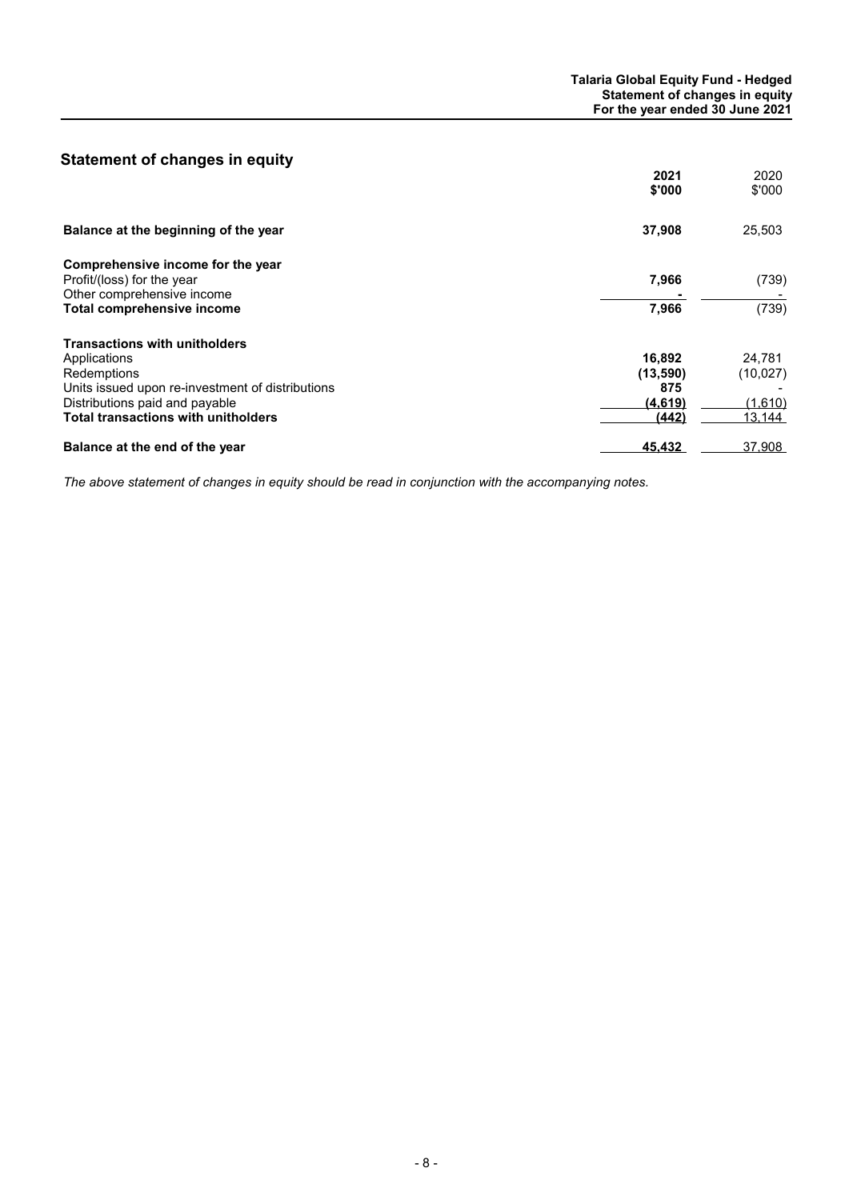## Statement of changes in equity

| | 2021 $'000 | 2020 $'000 |
|---|---|---|
| **Balance at the beginning of the year** | **37,908** | 25,503 |
| **Comprehensive income for the year** | | |
| Profit/(loss) for the year | **7,966** | (739) |
| Other comprehensive income | **-** | - |
| **Total comprehensive income** | **7,966** | (739) |
| **Transactions with unitholders** | | |
| Applications | **16,892** | 24,781 |
| Redemptions | **(13,590)** | (10,027) |
| Units issued upon re-investment of distributions | **875** | - |
| Distributions paid and payable | **(4,619)** | (1,610) |
| **Total transactions with unitholders** | **(442)** | 13,144 |
| **Balance at the end of the year** | **45,432** | 37,908 |

*The above statement of changes in equity should be read in conjunction with the accompanying notes.*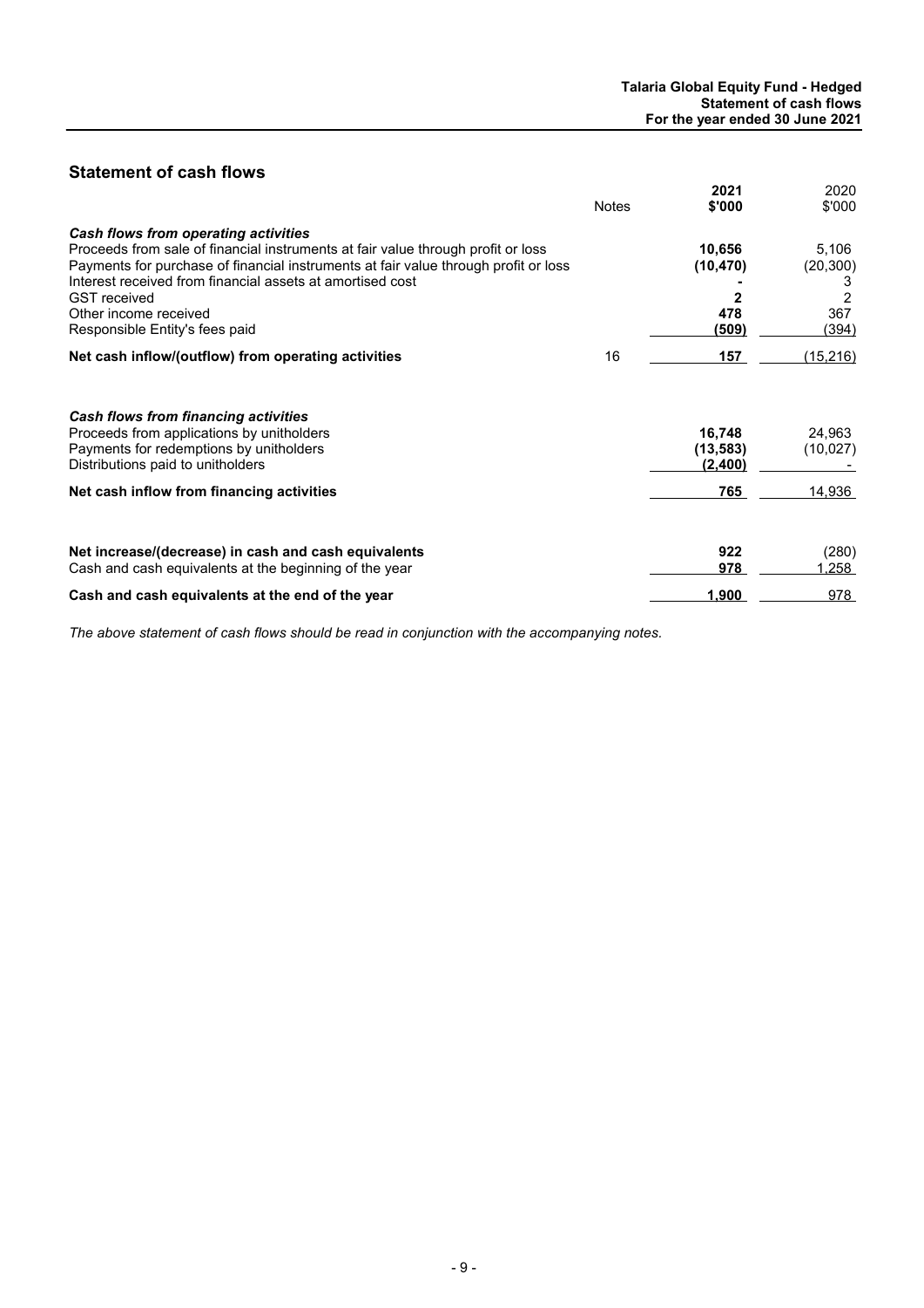## Statement of cash flows

| | Notes | 2021 $'000 | 2020 $'000 |
|---|---|---|---|
| ***Cash flows from operating activities*** | | | |
| Proceeds from sale of financial instruments at fair value through profit or loss | | **10,656** | 5,106 |
| Payments for purchase of financial instruments at fair value through profit or loss | | **(10,470)** | (20,300) |
| Interest received from financial assets at amortised cost | | **-** | 3 |
| GST received | | **2** | 2 |
| Other income received | | **478** | 367 |
| Responsible Entity's fees paid | | **(509)** | (394) |
| **Net cash inflow/(outflow) from operating activities** | 16 | **157** | (15,216) |
| | | | |
| ***Cash flows from financing activities*** | | | |
| Proceeds from applications by unitholders | | **16,748** | 24,963 |
| Payments for redemptions by unitholders | | **(13,583)** | (10,027) |
| Distributions paid to unitholders | | **(2,400)** | - |
| **Net cash inflow from financing activities** | | **765** | 14,936 |
| | | | |
| **Net increase/(decrease) in cash and cash equivalents** | | **922** | (280) |
| Cash and cash equivalents at the beginning of the year | | **978** | 1,258 |
| **Cash and cash equivalents at the end of the year** | | **1,900** | 978 |

*The above statement of cash flows should be read in conjunction with the accompanying notes.*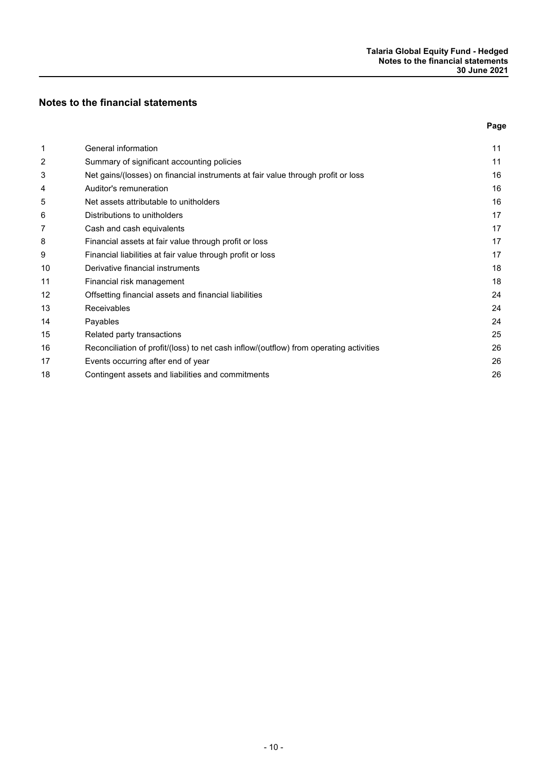## Notes to the financial statements

| | | Page |
|---|---|---|
| 1 | General information | 11 |
| 2 | Summary of significant accounting policies | 11 |
| 3 | Net gains/(losses) on financial instruments at fair value through profit or loss | 16 |
| 4 | Auditor's remuneration | 16 |
| 5 | Net assets attributable to unitholders | 16 |
| 6 | Distributions to unitholders | 17 |
| 7 | Cash and cash equivalents | 17 |
| 8 | Financial assets at fair value through profit or loss | 17 |
| 9 | Financial liabilities at fair value through profit or loss | 17 |
| 10 | Derivative financial instruments | 18 |
| 11 | Financial risk management | 18 |
| 12 | Offsetting financial assets and financial liabilities | 24 |
| 13 | Receivables | 24 |
| 14 | Payables | 24 |
| 15 | Related party transactions | 25 |
| 16 | Reconciliation of profit/(loss) to net cash inflow/(outflow) from operating activities | 26 |
| 17 | Events occurring after end of year | 26 |
| 18 | Contingent assets and liabilities and commitments | 26 |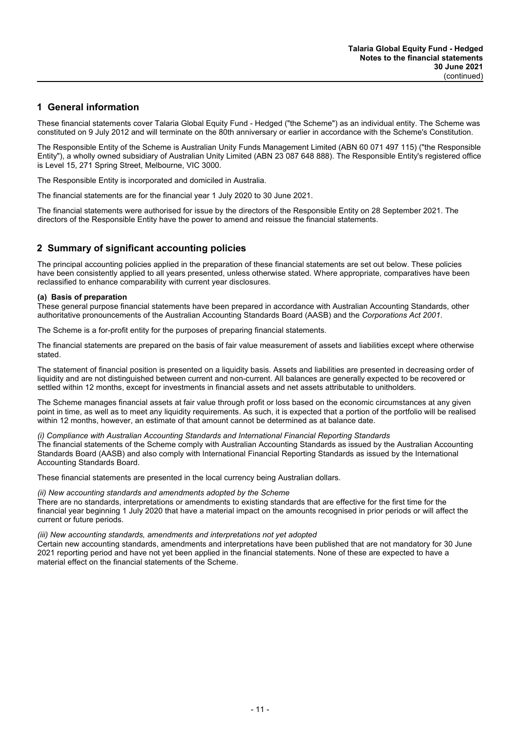## 1 General information

These financial statements cover Talaria Global Equity Fund - Hedged ("the Scheme") as an individual entity. The Scheme was constituted on 9 July 2012 and will terminate on the 80th anniversary or earlier in accordance with the Scheme's Constitution.

The Responsible Entity of the Scheme is Australian Unity Funds Management Limited (ABN 60 071 497 115) ("the Responsible Entity"), a wholly owned subsidiary of Australian Unity Limited (ABN 23 087 648 888). The Responsible Entity's registered office is Level 15, 271 Spring Street, Melbourne, VIC 3000.

The Responsible Entity is incorporated and domiciled in Australia.

The financial statements are for the financial year 1 July 2020 to 30 June 2021.

The financial statements were authorised for issue by the directors of the Responsible Entity on 28 September 2021. The directors of the Responsible Entity have the power to amend and reissue the financial statements.

## 2 Summary of significant accounting policies

The principal accounting policies applied in the preparation of these financial statements are set out below. These policies have been consistently applied to all years presented, unless otherwise stated. Where appropriate, comparatives have been reclassified to enhance comparability with current year disclosures.

**(a) Basis of preparation**

These general purpose financial statements have been prepared in accordance with Australian Accounting Standards, other authoritative pronouncements of the Australian Accounting Standards Board (AASB) and the *Corporations Act 2001*.

The Scheme is a for-profit entity for the purposes of preparing financial statements.

The financial statements are prepared on the basis of fair value measurement of assets and liabilities except where otherwise stated.

The statement of financial position is presented on a liquidity basis. Assets and liabilities are presented in decreasing order of liquidity and are not distinguished between current and non-current. All balances are generally expected to be recovered or settled within 12 months, except for investments in financial assets and net assets attributable to unitholders.

The Scheme manages financial assets at fair value through profit or loss based on the economic circumstances at any given point in time, as well as to meet any liquidity requirements. As such, it is expected that a portion of the portfolio will be realised within 12 months, however, an estimate of that amount cannot be determined as at balance date.

*(i) Compliance with Australian Accounting Standards and International Financial Reporting Standards*

The financial statements of the Scheme comply with Australian Accounting Standards as issued by the Australian Accounting Standards Board (AASB) and also comply with International Financial Reporting Standards as issued by the International Accounting Standards Board.

These financial statements are presented in the local currency being Australian dollars.

*(ii) New accounting standards and amendments adopted by the Scheme*

There are no standards, interpretations or amendments to existing standards that are effective for the first time for the financial year beginning 1 July 2020 that have a material impact on the amounts recognised in prior periods or will affect the current or future periods.

*(iii) New accounting standards, amendments and interpretations not yet adopted*

Certain new accounting standards, amendments and interpretations have been published that are not mandatory for 30 June 2021 reporting period and have not yet been applied in the financial statements. None of these are expected to have a material effect on the financial statements of the Scheme.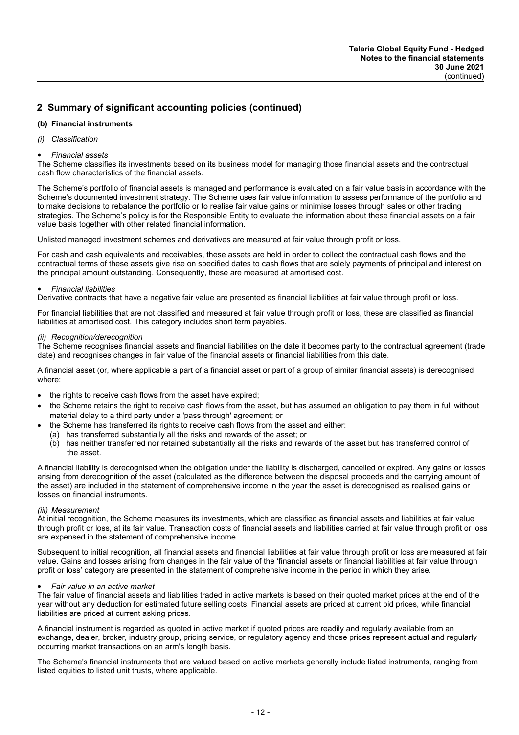## 2 Summary of significant accounting policies (continued)

### (b) Financial instruments

*(i) Classification*

- *Financial assets*

The Scheme classifies its investments based on its business model for managing those financial assets and the contractual cash flow characteristics of the financial assets.

The Scheme's portfolio of financial assets is managed and performance is evaluated on a fair value basis in accordance with the Scheme's documented investment strategy. The Scheme uses fair value information to assess performance of the portfolio and to make decisions to rebalance the portfolio or to realise fair value gains or minimise losses through sales or other trading strategies. The Scheme's policy is for the Responsible Entity to evaluate the information about these financial assets on a fair value basis together with other related financial information.

Unlisted managed investment schemes and derivatives are measured at fair value through profit or loss.

For cash and cash equivalents and receivables, these assets are held in order to collect the contractual cash flows and the contractual terms of these assets give rise on specified dates to cash flows that are solely payments of principal and interest on the principal amount outstanding. Consequently, these are measured at amortised cost.

- *Financial liabilities*

Derivative contracts that have a negative fair value are presented as financial liabilities at fair value through profit or loss.

For financial liabilities that are not classified and measured at fair value through profit or loss, these are classified as financial liabilities at amortised cost. This category includes short term payables.

*(ii) Recognition/derecognition*

The Scheme recognises financial assets and financial liabilities on the date it becomes party to the contractual agreement (trade date) and recognises changes in fair value of the financial assets or financial liabilities from this date.

A financial asset (or, where applicable a part of a financial asset or part of a group of similar financial assets) is derecognised where:

- the rights to receive cash flows from the asset have expired;
- the Scheme retains the right to receive cash flows from the asset, but has assumed an obligation to pay them in full without material delay to a third party under a 'pass through' agreement; or
- the Scheme has transferred its rights to receive cash flows from the asset and either:
  - (a) has transferred substantially all the risks and rewards of the asset; or
  - (b) has neither transferred nor retained substantially all the risks and rewards of the asset but has transferred control of the asset.

A financial liability is derecognised when the obligation under the liability is discharged, cancelled or expired. Any gains or losses arising from derecognition of the asset (calculated as the difference between the disposal proceeds and the carrying amount of the asset) are included in the statement of comprehensive income in the year the asset is derecognised as realised gains or losses on financial instruments.

*(iii) Measurement*

At initial recognition, the Scheme measures its investments, which are classified as financial assets and liabilities at fair value through profit or loss, at its fair value. Transaction costs of financial assets and liabilities carried at fair value through profit or loss are expensed in the statement of comprehensive income.

Subsequent to initial recognition, all financial assets and financial liabilities at fair value through profit or loss are measured at fair value. Gains and losses arising from changes in the fair value of the 'financial assets or financial liabilities at fair value through profit or loss' category are presented in the statement of comprehensive income in the period in which they arise.

- *Fair value in an active market*

The fair value of financial assets and liabilities traded in active markets is based on their quoted market prices at the end of the year without any deduction for estimated future selling costs. Financial assets are priced at current bid prices, while financial liabilities are priced at current asking prices.

A financial instrument is regarded as quoted in active market if quoted prices are readily and regularly available from an exchange, dealer, broker, industry group, pricing service, or regulatory agency and those prices represent actual and regularly occurring market transactions on an arm's length basis.

The Scheme's financial instruments that are valued based on active markets generally include listed instruments, ranging from listed equities to listed unit trusts, where applicable.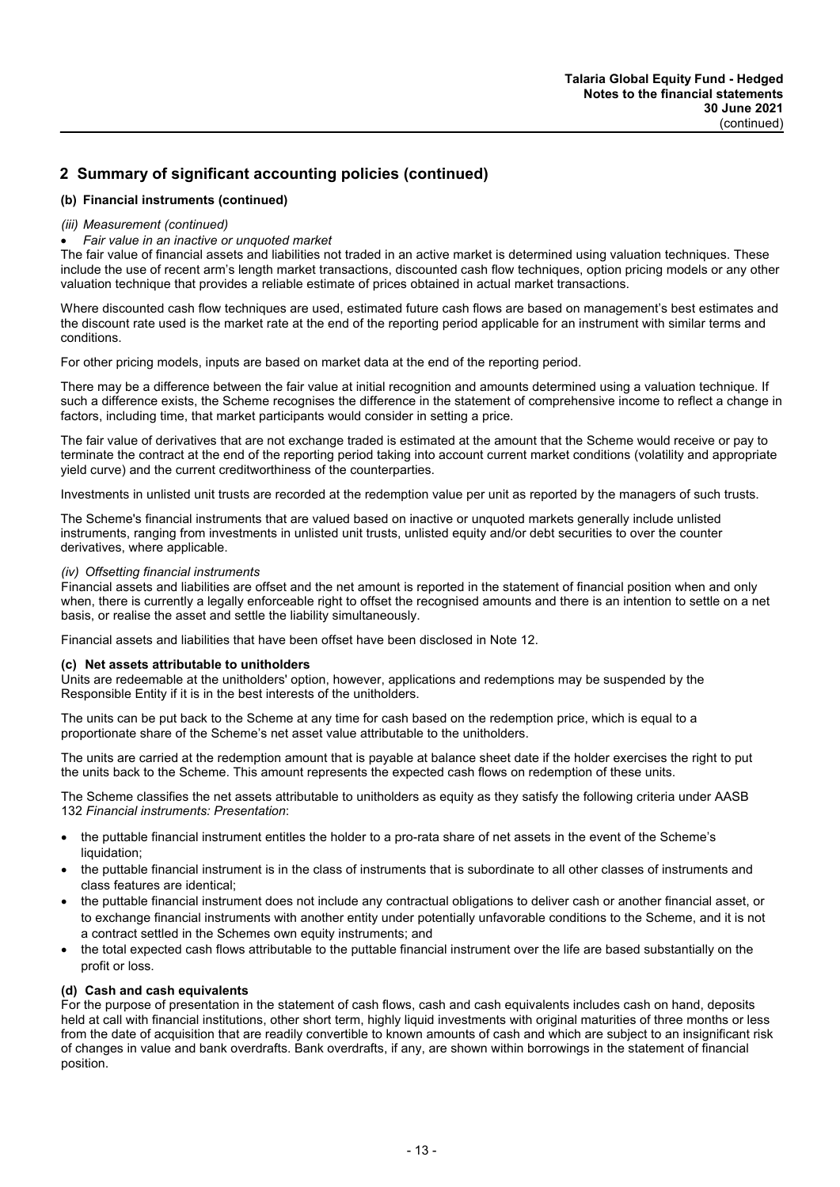## 2 Summary of significant accounting policies (continued)

### (b) Financial instruments (continued)

*(iii) Measurement (continued)*

- *Fair value in an inactive or unquoted market*

The fair value of financial assets and liabilities not traded in an active market is determined using valuation techniques. These include the use of recent arm's length market transactions, discounted cash flow techniques, option pricing models or any other valuation technique that provides a reliable estimate of prices obtained in actual market transactions.

Where discounted cash flow techniques are used, estimated future cash flows are based on management's best estimates and the discount rate used is the market rate at the end of the reporting period applicable for an instrument with similar terms and conditions.

For other pricing models, inputs are based on market data at the end of the reporting period.

There may be a difference between the fair value at initial recognition and amounts determined using a valuation technique. If such a difference exists, the Scheme recognises the difference in the statement of comprehensive income to reflect a change in factors, including time, that market participants would consider in setting a price.

The fair value of derivatives that are not exchange traded is estimated at the amount that the Scheme would receive or pay to terminate the contract at the end of the reporting period taking into account current market conditions (volatility and appropriate yield curve) and the current creditworthiness of the counterparties.

Investments in unlisted unit trusts are recorded at the redemption value per unit as reported by the managers of such trusts.

The Scheme's financial instruments that are valued based on inactive or unquoted markets generally include unlisted instruments, ranging from investments in unlisted unit trusts, unlisted equity and/or debt securities to over the counter derivatives, where applicable.

*(iv) Offsetting financial instruments*

Financial assets and liabilities are offset and the net amount is reported in the statement of financial position when and only when, there is currently a legally enforceable right to offset the recognised amounts and there is an intention to settle on a net basis, or realise the asset and settle the liability simultaneously.

Financial assets and liabilities that have been offset have been disclosed in Note 12.

### (c) Net assets attributable to unitholders

Units are redeemable at the unitholders' option, however, applications and redemptions may be suspended by the Responsible Entity if it is in the best interests of the unitholders.

The units can be put back to the Scheme at any time for cash based on the redemption price, which is equal to a proportionate share of the Scheme's net asset value attributable to the unitholders.

The units are carried at the redemption amount that is payable at balance sheet date if the holder exercises the right to put the units back to the Scheme. This amount represents the expected cash flows on redemption of these units.

The Scheme classifies the net assets attributable to unitholders as equity as they satisfy the following criteria under AASB 132 *Financial instruments: Presentation*:

- the puttable financial instrument entitles the holder to a pro-rata share of net assets in the event of the Scheme's liquidation;
- the puttable financial instrument is in the class of instruments that is subordinate to all other classes of instruments and class features are identical;
- the puttable financial instrument does not include any contractual obligations to deliver cash or another financial asset, or to exchange financial instruments with another entity under potentially unfavorable conditions to the Scheme, and it is not a contract settled in the Schemes own equity instruments; and
- the total expected cash flows attributable to the puttable financial instrument over the life are based substantially on the profit or loss.

### (d) Cash and cash equivalents

For the purpose of presentation in the statement of cash flows, cash and cash equivalents includes cash on hand, deposits held at call with financial institutions, other short term, highly liquid investments with original maturities of three months or less from the date of acquisition that are readily convertible to known amounts of cash and which are subject to an insignificant risk of changes in value and bank overdrafts. Bank overdrafts, if any, are shown within borrowings in the statement of financial position.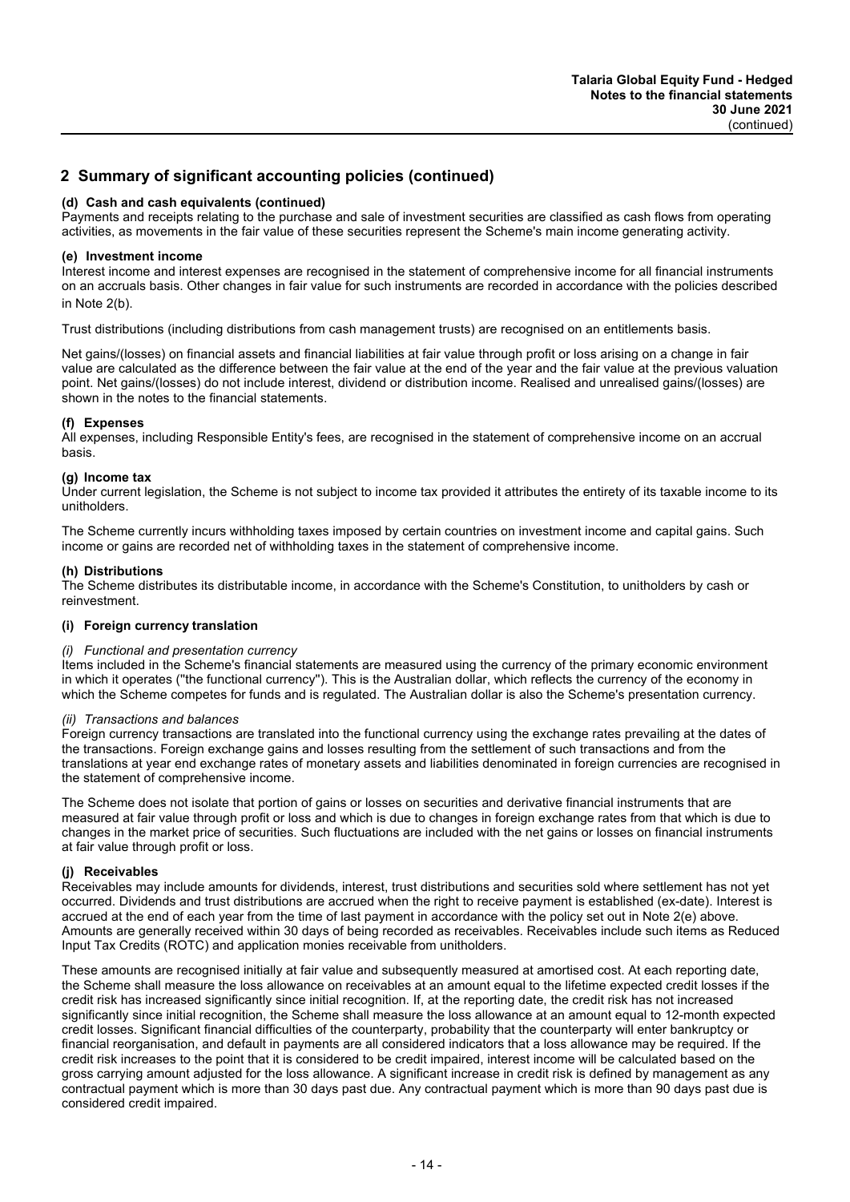## 2 Summary of significant accounting policies (continued)

**(d) Cash and cash equivalents (continued)**

Payments and receipts relating to the purchase and sale of investment securities are classified as cash flows from operating activities, as movements in the fair value of these securities represent the Scheme's main income generating activity.

**(e) Investment income**

Interest income and interest expenses are recognised in the statement of comprehensive income for all financial instruments on an accruals basis. Other changes in fair value for such instruments are recorded in accordance with the policies described in Note 2(b).

Trust distributions (including distributions from cash management trusts) are recognised on an entitlements basis.

Net gains/(losses) on financial assets and financial liabilities at fair value through profit or loss arising on a change in fair value are calculated as the difference between the fair value at the end of the year and the fair value at the previous valuation point. Net gains/(losses) do not include interest, dividend or distribution income. Realised and unrealised gains/(losses) are shown in the notes to the financial statements.

**(f) Expenses**

All expenses, including Responsible Entity's fees, are recognised in the statement of comprehensive income on an accrual basis.

**(g) Income tax**

Under current legislation, the Scheme is not subject to income tax provided it attributes the entirety of its taxable income to its unitholders.

The Scheme currently incurs withholding taxes imposed by certain countries on investment income and capital gains. Such income or gains are recorded net of withholding taxes in the statement of comprehensive income.

**(h) Distributions**

The Scheme distributes its distributable income, in accordance with the Scheme's Constitution, to unitholders by cash or reinvestment.

**(i) Foreign currency translation**

*(i) Functional and presentation currency*

Items included in the Scheme's financial statements are measured using the currency of the primary economic environment in which it operates ("the functional currency"). This is the Australian dollar, which reflects the currency of the economy in which the Scheme competes for funds and is regulated. The Australian dollar is also the Scheme's presentation currency.

*(ii) Transactions and balances*

Foreign currency transactions are translated into the functional currency using the exchange rates prevailing at the dates of the transactions. Foreign exchange gains and losses resulting from the settlement of such transactions and from the translations at year end exchange rates of monetary assets and liabilities denominated in foreign currencies are recognised in the statement of comprehensive income.

The Scheme does not isolate that portion of gains or losses on securities and derivative financial instruments that are measured at fair value through profit or loss and which is due to changes in foreign exchange rates from that which is due to changes in the market price of securities. Such fluctuations are included with the net gains or losses on financial instruments at fair value through profit or loss.

**(j) Receivables**

Receivables may include amounts for dividends, interest, trust distributions and securities sold where settlement has not yet occurred. Dividends and trust distributions are accrued when the right to receive payment is established (ex-date). Interest is accrued at the end of each year from the time of last payment in accordance with the policy set out in Note 2(e) above. Amounts are generally received within 30 days of being recorded as receivables. Receivables include such items as Reduced Input Tax Credits (ROTC) and application monies receivable from unitholders.

These amounts are recognised initially at fair value and subsequently measured at amortised cost. At each reporting date, the Scheme shall measure the loss allowance on receivables at an amount equal to the lifetime expected credit losses if the credit risk has increased significantly since initial recognition. If, at the reporting date, the credit risk has not increased significantly since initial recognition, the Scheme shall measure the loss allowance at an amount equal to 12-month expected credit losses. Significant financial difficulties of the counterparty, probability that the counterparty will enter bankruptcy or financial reorganisation, and default in payments are all considered indicators that a loss allowance may be required. If the credit risk increases to the point that it is considered to be credit impaired, interest income will be calculated based on the gross carrying amount adjusted for the loss allowance. A significant increase in credit risk is defined by management as any contractual payment which is more than 30 days past due. Any contractual payment which is more than 90 days past due is considered credit impaired.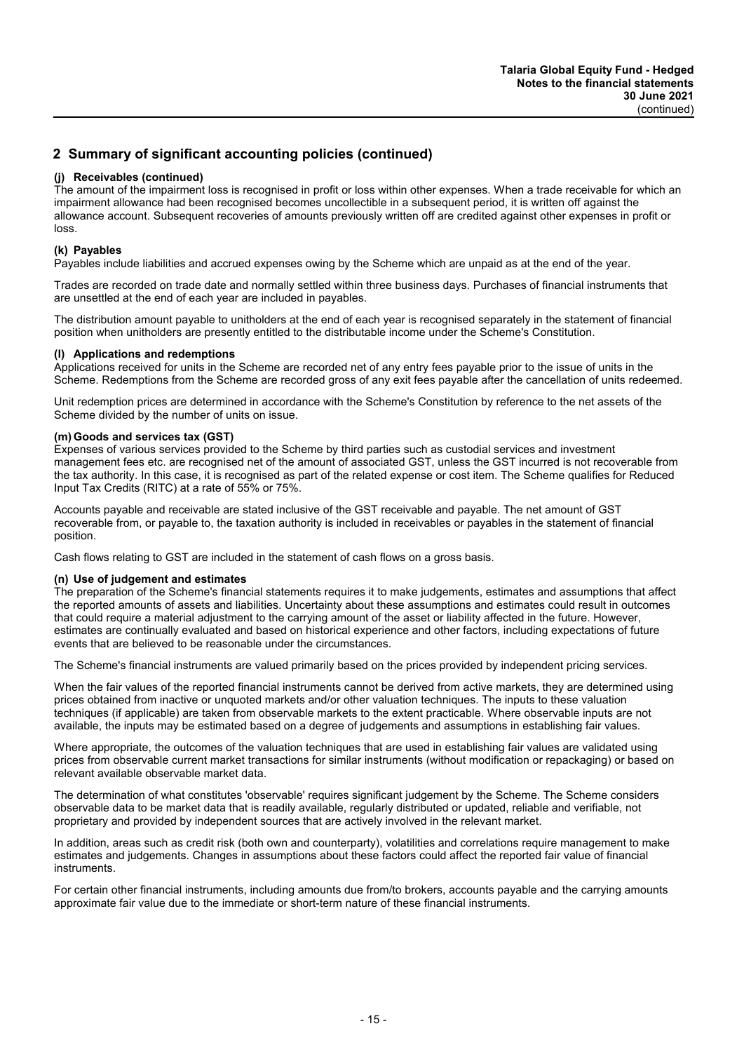## 2 Summary of significant accounting policies (continued)

### (j) Receivables (continued)

The amount of the impairment loss is recognised in profit or loss within other expenses. When a trade receivable for which an impairment allowance had been recognised becomes uncollectible in a subsequent period, it is written off against the allowance account. Subsequent recoveries of amounts previously written off are credited against other expenses in profit or loss.

### (k) Payables

Payables include liabilities and accrued expenses owing by the Scheme which are unpaid as at the end of the year.

Trades are recorded on trade date and normally settled within three business days. Purchases of financial instruments that are unsettled at the end of each year are included in payables.

The distribution amount payable to unitholders at the end of each year is recognised separately in the statement of financial position when unitholders are presently entitled to the distributable income under the Scheme's Constitution.

### (l) Applications and redemptions

Applications received for units in the Scheme are recorded net of any entry fees payable prior to the issue of units in the Scheme. Redemptions from the Scheme are recorded gross of any exit fees payable after the cancellation of units redeemed.

Unit redemption prices are determined in accordance with the Scheme's Constitution by reference to the net assets of the Scheme divided by the number of units on issue.

### (m) Goods and services tax (GST)

Expenses of various services provided to the Scheme by third parties such as custodial services and investment management fees etc. are recognised net of the amount of associated GST, unless the GST incurred is not recoverable from the tax authority. In this case, it is recognised as part of the related expense or cost item. The Scheme qualifies for Reduced Input Tax Credits (RITC) at a rate of 55% or 75%.

Accounts payable and receivable are stated inclusive of the GST receivable and payable. The net amount of GST recoverable from, or payable to, the taxation authority is included in receivables or payables in the statement of financial position.

Cash flows relating to GST are included in the statement of cash flows on a gross basis.

### (n) Use of judgement and estimates

The preparation of the Scheme's financial statements requires it to make judgements, estimates and assumptions that affect the reported amounts of assets and liabilities. Uncertainty about these assumptions and estimates could result in outcomes that could require a material adjustment to the carrying amount of the asset or liability affected in the future. However, estimates are continually evaluated and based on historical experience and other factors, including expectations of future events that are believed to be reasonable under the circumstances.

The Scheme's financial instruments are valued primarily based on the prices provided by independent pricing services.

When the fair values of the reported financial instruments cannot be derived from active markets, they are determined using prices obtained from inactive or unquoted markets and/or other valuation techniques. The inputs to these valuation techniques (if applicable) are taken from observable markets to the extent practicable. Where observable inputs are not available, the inputs may be estimated based on a degree of judgements and assumptions in establishing fair values.

Where appropriate, the outcomes of the valuation techniques that are used in establishing fair values are validated using prices from observable current market transactions for similar instruments (without modification or repackaging) or based on relevant available observable market data.

The determination of what constitutes 'observable' requires significant judgement by the Scheme. The Scheme considers observable data to be market data that is readily available, regularly distributed or updated, reliable and verifiable, not proprietary and provided by independent sources that are actively involved in the relevant market.

In addition, areas such as credit risk (both own and counterparty), volatilities and correlations require management to make estimates and judgements. Changes in assumptions about these factors could affect the reported fair value of financial instruments.

For certain other financial instruments, including amounts due from/to brokers, accounts payable and the carrying amounts approximate fair value due to the immediate or short-term nature of these financial instruments.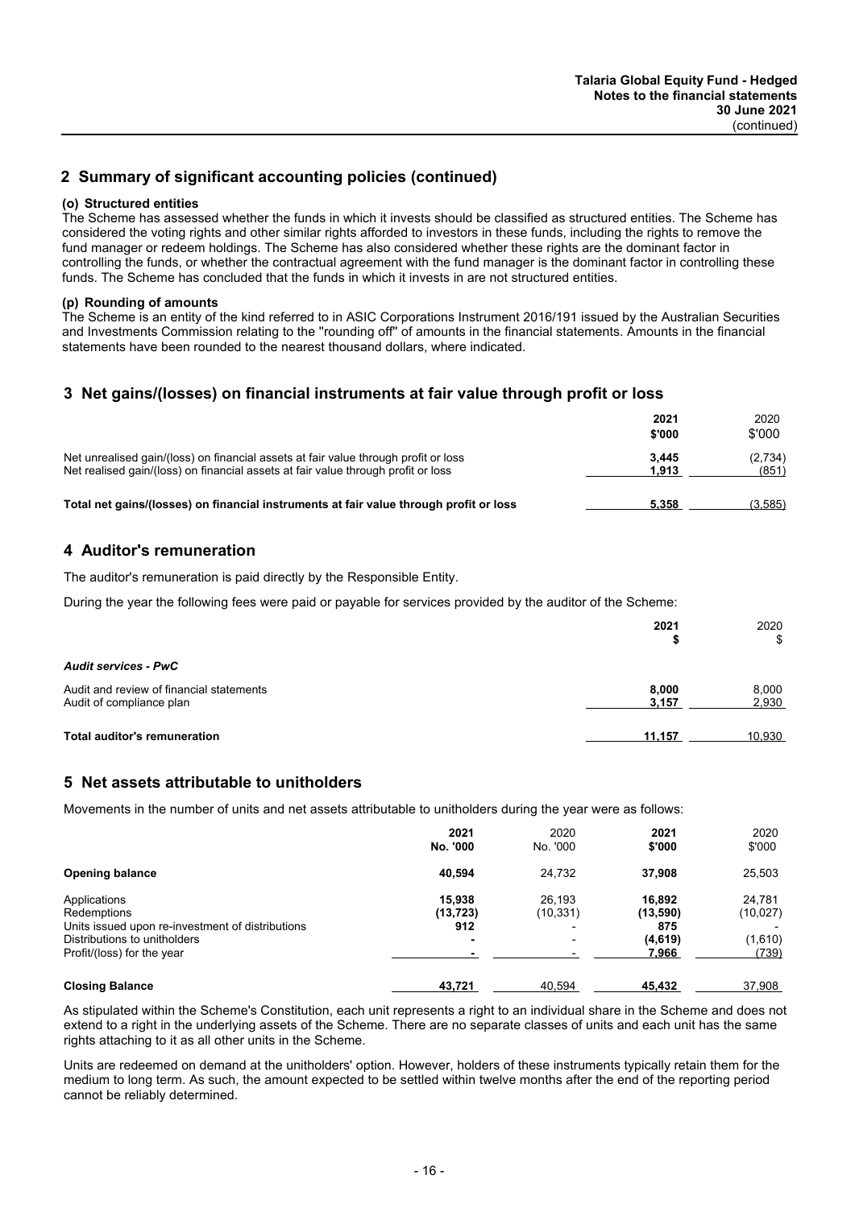## 2 Summary of significant accounting policies (continued)

### (o) Structured entities

The Scheme has assessed whether the funds in which it invests should be classified as structured entities. The Scheme has considered the voting rights and other similar rights afforded to investors in these funds, including the rights to remove the fund manager or redeem holdings. The Scheme has also considered whether these rights are the dominant factor in controlling the funds, or whether the contractual agreement with the fund manager is the dominant factor in controlling these funds. The Scheme has concluded that the funds in which it invests in are not structured entities.

### (p) Rounding of amounts

The Scheme is an entity of the kind referred to in ASIC Corporations Instrument 2016/191 issued by the Australian Securities and Investments Commission relating to the ''rounding off'' of amounts in the financial statements. Amounts in the financial statements have been rounded to the nearest thousand dollars, where indicated.

## 3 Net gains/(losses) on financial instruments at fair value through profit or loss

| | **2021 $'000** | 2020 $'000 |
|---|---|---|
| Net unrealised gain/(loss) on financial assets at fair value through profit or loss | **3,445** | (2,734) |
| Net realised gain/(loss) on financial assets at fair value through profit or loss | **1,913** | (851) |
| **Total net gains/(losses) on financial instruments at fair value through profit or loss** | **5,358** | (3,585) |

## 4 Auditor's remuneration

The auditor's remuneration is paid directly by the Responsible Entity.

During the year the following fees were paid or payable for services provided by the auditor of the Scheme:

| | **2021 $** | 2020 $ |
|---|---|---|
| ***Audit services - PwC*** | | |
| Audit and review of financial statements | **8,000** | 8,000 |
| Audit of compliance plan | **3,157** | 2,930 |
| **Total auditor's remuneration** | **11,157** | 10,930 |

## 5 Net assets attributable to unitholders

Movements in the number of units and net assets attributable to unitholders during the year were as follows:

| | **2021 No. '000** | 2020 No. '000 | **2021 $'000** | 2020 $'000 |
|---|---|---|---|---|
| **Opening balance** | **40,594** | 24,732 | **37,908** | 25,503 |
| Applications | **15,938** | 26,193 | **16,892** | 24,781 |
| Redemptions | **(13,723)** | (10,331) | **(13,590)** | (10,027) |
| Units issued upon re-investment of distributions | **912** | - | **875** | - |
| Distributions to unitholders | **-** | - | **(4,619)** | (1,610) |
| Profit/(loss) for the year | **-** | - | **7,966** | (739) |
| **Closing Balance** | **43,721** | 40,594 | **45,432** | 37,908 |

As stipulated within the Scheme's Constitution, each unit represents a right to an individual share in the Scheme and does not extend to a right in the underlying assets of the Scheme. There are no separate classes of units and each unit has the same rights attaching to it as all other units in the Scheme.

Units are redeemed on demand at the unitholders' option. However, holders of these instruments typically retain them for the medium to long term. As such, the amount expected to be settled within twelve months after the end of the reporting period cannot be reliably determined.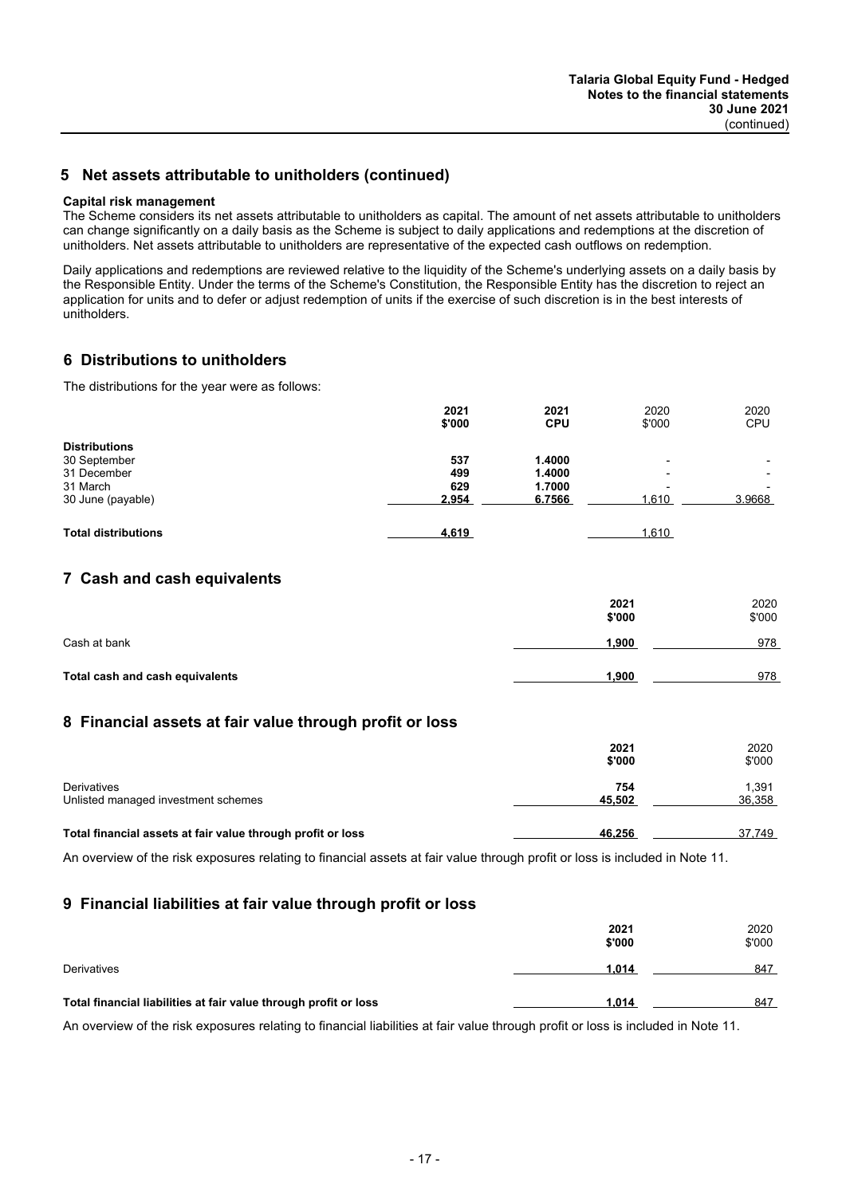## 5 Net assets attributable to unitholders (continued)

**Capital risk management**

The Scheme considers its net assets attributable to unitholders as capital. The amount of net assets attributable to unitholders can change significantly on a daily basis as the Scheme is subject to daily applications and redemptions at the discretion of unitholders. Net assets attributable to unitholders are representative of the expected cash outflows on redemption.

Daily applications and redemptions are reviewed relative to the liquidity of the Scheme's underlying assets on a daily basis by the Responsible Entity. Under the terms of the Scheme's Constitution, the Responsible Entity has the discretion to reject an application for units and to defer or adjust redemption of units if the exercise of such discretion is in the best interests of unitholders.

## 6 Distributions to unitholders

The distributions for the year were as follows:

| | **2021 \$'000** | **2021 CPU** | 2020 \$'000 | 2020 CPU |
|---|---|---|---|---|
| **Distributions** | | | | |
| 30 September | **537** | **1.4000** | - | - |
| 31 December | **499** | **1.4000** | - | - |
| 31 March | **629** | **1.7000** | - | - |
| 30 June (payable) | **2,954** | **6.7566** | 1,610 | 3.9668 |
| **Total distributions** | **4,619** | | 1,610 | |

## 7 Cash and cash equivalents

| | **2021 \$'000** | 2020 \$'000 |
|---|---|---|
| Cash at bank | **1,900** | 978 |
| **Total cash and cash equivalents** | **1,900** | 978 |

## 8 Financial assets at fair value through profit or loss

| | **2021 \$'000** | 2020 \$'000 |
|---|---|---|
| Derivatives | **754** | 1,391 |
| Unlisted managed investment schemes | **45,502** | 36,358 |
| **Total financial assets at fair value through profit or loss** | **46,256** | 37,749 |

An overview of the risk exposures relating to financial assets at fair value through profit or loss is included in Note 11.

## 9 Financial liabilities at fair value through profit or loss

| | **2021 \$'000** | 2020 \$'000 |
|---|---|---|
| Derivatives | **1,014** | 847 |
| **Total financial liabilities at fair value through profit or loss** | **1,014** | 847 |

An overview of the risk exposures relating to financial liabilities at fair value through profit or loss is included in Note 11.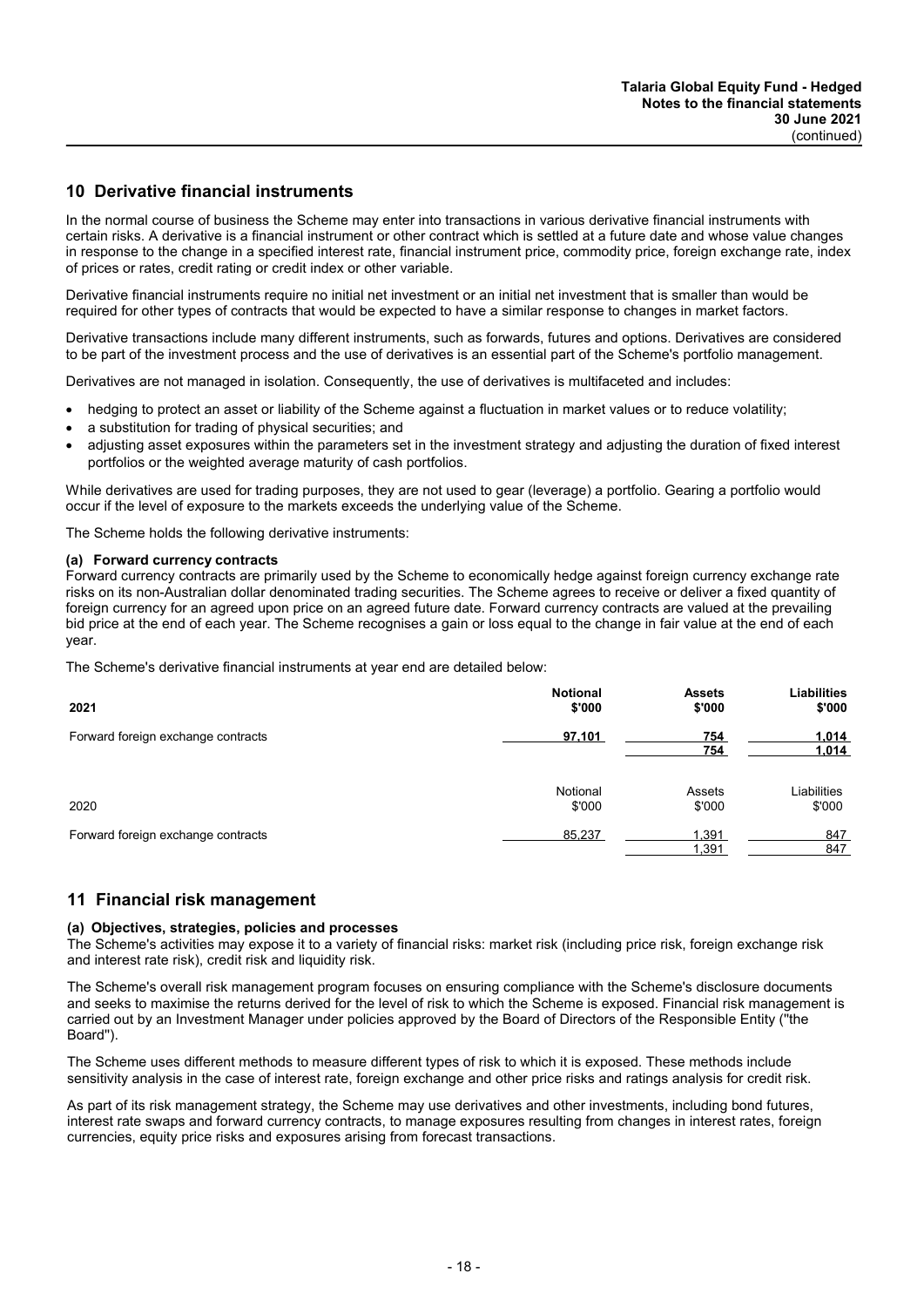## 10 Derivative financial instruments

In the normal course of business the Scheme may enter into transactions in various derivative financial instruments with certain risks. A derivative is a financial instrument or other contract which is settled at a future date and whose value changes in response to the change in a specified interest rate, financial instrument price, commodity price, foreign exchange rate, index of prices or rates, credit rating or credit index or other variable.

Derivative financial instruments require no initial net investment or an initial net investment that is smaller than would be required for other types of contracts that would be expected to have a similar response to changes in market factors.

Derivative transactions include many different instruments, such as forwards, futures and options. Derivatives are considered to be part of the investment process and the use of derivatives is an essential part of the Scheme's portfolio management.

Derivatives are not managed in isolation. Consequently, the use of derivatives is multifaceted and includes:

- hedging to protect an asset or liability of the Scheme against a fluctuation in market values or to reduce volatility;
- a substitution for trading of physical securities; and
- adjusting asset exposures within the parameters set in the investment strategy and adjusting the duration of fixed interest portfolios or the weighted average maturity of cash portfolios.

While derivatives are used for trading purposes, they are not used to gear (leverage) a portfolio. Gearing a portfolio would occur if the level of exposure to the markets exceeds the underlying value of the Scheme.

The Scheme holds the following derivative instruments:

**(a) Forward currency contracts**

Forward currency contracts are primarily used by the Scheme to economically hedge against foreign currency exchange rate risks on its non-Australian dollar denominated trading securities. The Scheme agrees to receive or deliver a fixed quantity of foreign currency for an agreed upon price on an agreed future date. Forward currency contracts are valued at the prevailing bid price at the end of each year. The Scheme recognises a gain or loss equal to the change in fair value at the end of each year.

The Scheme's derivative financial instruments at year end are detailed below:

| **2021** | **Notional $'000** | **Assets $'000** | **Liabilities $'000** |
|---|---|---|---|
| Forward foreign exchange contracts | **97,101** | **754** | **1,014** |
| | | **754** | **1,014** |

| 2020 | Notional $'000 | Assets $'000 | Liabilities $'000 |
|---|---|---|---|
| Forward foreign exchange contracts | 85,237 | 1,391 | 847 |
| | | 1,391 | 847 |

## 11 Financial risk management

**(a) Objectives, strategies, policies and processes**

The Scheme's activities may expose it to a variety of financial risks: market risk (including price risk, foreign exchange risk and interest rate risk), credit risk and liquidity risk.

The Scheme's overall risk management program focuses on ensuring compliance with the Scheme's disclosure documents and seeks to maximise the returns derived for the level of risk to which the Scheme is exposed. Financial risk management is carried out by an Investment Manager under policies approved by the Board of Directors of the Responsible Entity ("the Board").

The Scheme uses different methods to measure different types of risk to which it is exposed. These methods include sensitivity analysis in the case of interest rate, foreign exchange and other price risks and ratings analysis for credit risk.

As part of its risk management strategy, the Scheme may use derivatives and other investments, including bond futures, interest rate swaps and forward currency contracts, to manage exposures resulting from changes in interest rates, foreign currencies, equity price risks and exposures arising from forecast transactions.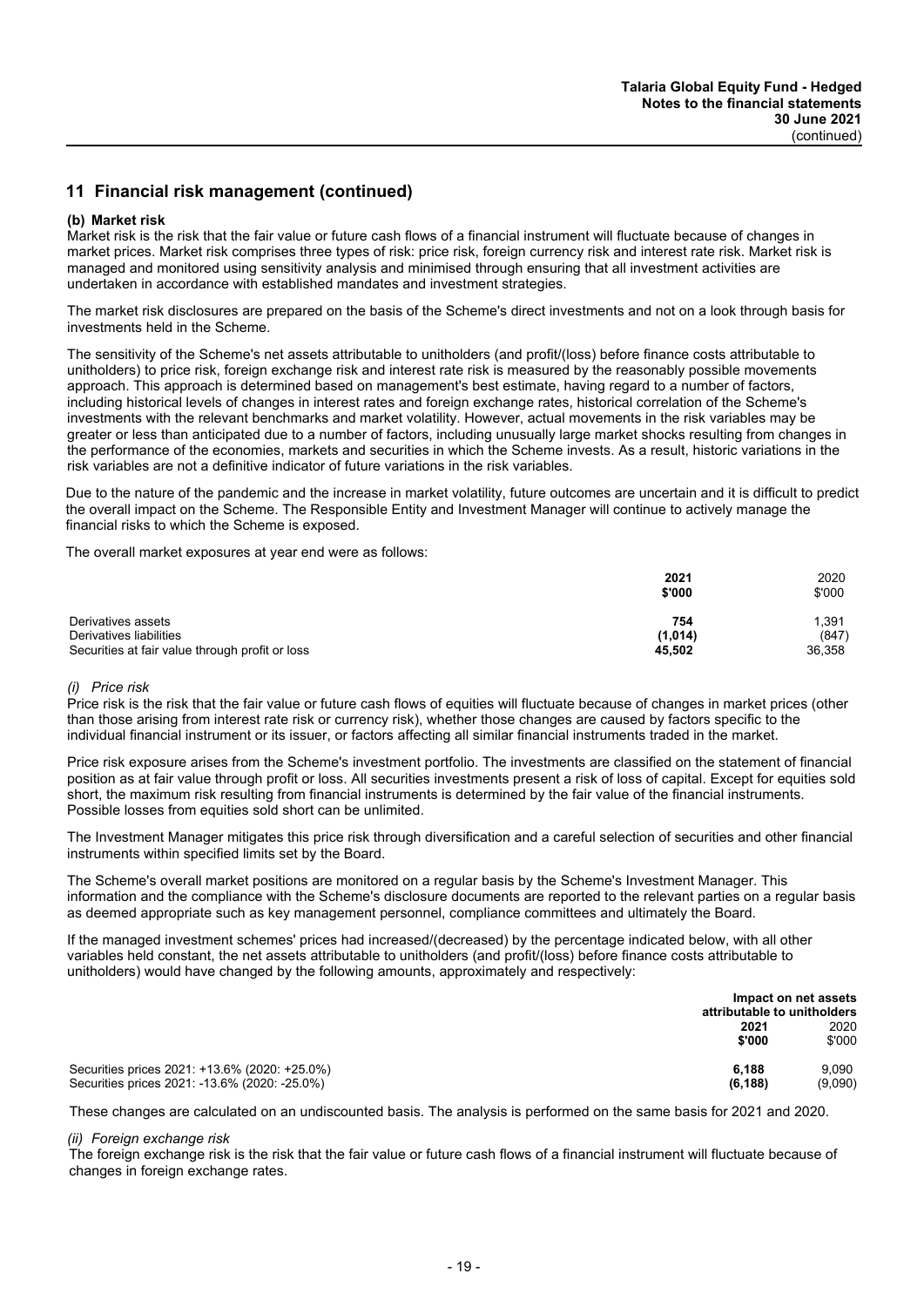## 11 Financial risk management (continued)

**(b) Market risk**

Market risk is the risk that the fair value or future cash flows of a financial instrument will fluctuate because of changes in market prices. Market risk comprises three types of risk: price risk, foreign currency risk and interest rate risk. Market risk is managed and monitored using sensitivity analysis and minimised through ensuring that all investment activities are undertaken in accordance with established mandates and investment strategies.

The market risk disclosures are prepared on the basis of the Scheme's direct investments and not on a look through basis for investments held in the Scheme.

The sensitivity of the Scheme's net assets attributable to unitholders (and profit/(loss) before finance costs attributable to unitholders) to price risk, foreign exchange risk and interest rate risk is measured by the reasonably possible movements approach. This approach is determined based on management's best estimate, having regard to a number of factors, including historical levels of changes in interest rates and foreign exchange rates, historical correlation of the Scheme's investments with the relevant benchmarks and market volatility. However, actual movements in the risk variables may be greater or less than anticipated due to a number of factors, including unusually large market shocks resulting from changes in the performance of the economies, markets and securities in which the Scheme invests. As a result, historic variations in the risk variables are not a definitive indicator of future variations in the risk variables.

Due to the nature of the pandemic and the increase in market volatility, future outcomes are uncertain and it is difficult to predict the overall impact on the Scheme. The Responsible Entity and Investment Manager will continue to actively manage the financial risks to which the Scheme is exposed.

The overall market exposures at year end were as follows:

| | **2021** | 2020 |
|---|---|---|
| | **\$'000** | \$'000 |
| Derivatives assets | **754** | 1,391 |
| Derivatives liabilities | **(1,014)** | (847) |
| Securities at fair value through profit or loss | **45,502** | 36,358 |

*(i) Price risk*

Price risk is the risk that the fair value or future cash flows of equities will fluctuate because of changes in market prices (other than those arising from interest rate risk or currency risk), whether those changes are caused by factors specific to the individual financial instrument or its issuer, or factors affecting all similar financial instruments traded in the market.

Price risk exposure arises from the Scheme's investment portfolio. The investments are classified on the statement of financial position as at fair value through profit or loss. All securities investments present a risk of loss of capital. Except for equities sold short, the maximum risk resulting from financial instruments is determined by the fair value of the financial instruments. Possible losses from equities sold short can be unlimited.

The Investment Manager mitigates this price risk through diversification and a careful selection of securities and other financial instruments within specified limits set by the Board.

The Scheme's overall market positions are monitored on a regular basis by the Scheme's Investment Manager. This information and the compliance with the Scheme's disclosure documents are reported to the relevant parties on a regular basis as deemed appropriate such as key management personnel, compliance committees and ultimately the Board.

If the managed investment schemes' prices had increased/(decreased) by the percentage indicated below, with all other variables held constant, the net assets attributable to unitholders (and profit/(loss) before finance costs attributable to unitholders) would have changed by the following amounts, approximately and respectively:

| | **Impact on net assets attributable to unitholders** | |
|---|---|---|
| | **2021** | 2020 |
| | **\$'000** | \$'000 |
| Securities prices 2021: +13.6% (2020: +25.0%) | **6,188** | 9,090 |
| Securities prices 2021: -13.6% (2020: -25.0%) | **(6,188)** | (9,090) |

These changes are calculated on an undiscounted basis. The analysis is performed on the same basis for 2021 and 2020.

*(ii) Foreign exchange risk*

The foreign exchange risk is the risk that the fair value or future cash flows of a financial instrument will fluctuate because of changes in foreign exchange rates.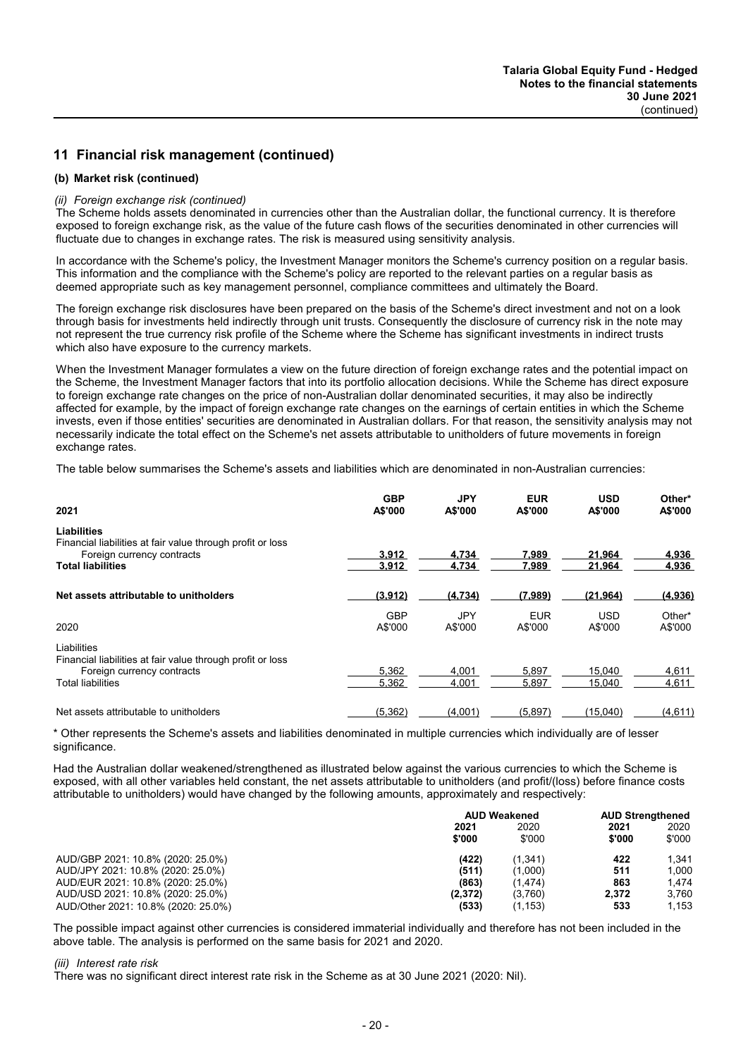## 11 Financial risk management (continued)

### (b) Market risk (continued)

*(ii) Foreign exchange risk (continued)*

The Scheme holds assets denominated in currencies other than the Australian dollar, the functional currency. It is therefore exposed to foreign exchange risk, as the value of the future cash flows of the securities denominated in other currencies will fluctuate due to changes in exchange rates. The risk is measured using sensitivity analysis.

In accordance with the Scheme's policy, the Investment Manager monitors the Scheme's currency position on a regular basis. This information and the compliance with the Scheme's policy are reported to the relevant parties on a regular basis as deemed appropriate such as key management personnel, compliance committees and ultimately the Board.

The foreign exchange risk disclosures have been prepared on the basis of the Scheme's direct investment and not on a look through basis for investments held indirectly through unit trusts. Consequently the disclosure of currency risk in the note may not represent the true currency risk profile of the Scheme where the Scheme has significant investments in indirect trusts which also have exposure to the currency markets.

When the Investment Manager formulates a view on the future direction of foreign exchange rates and the potential impact on the Scheme, the Investment Manager factors that into its portfolio allocation decisions. While the Scheme has direct exposure to foreign exchange rate changes on the price of non-Australian dollar denominated securities, it may also be indirectly affected for example, by the impact of foreign exchange rate changes on the earnings of certain entities in which the Scheme invests, even if those entities' securities are denominated in Australian dollars. For that reason, the sensitivity analysis may not necessarily indicate the total effect on the Scheme's net assets attributable to unitholders of future movements in foreign exchange rates.

The table below summarises the Scheme's assets and liabilities which are denominated in non-Australian currencies:

| **2021** | **GBP A$'000** | **JPY A$'000** | **EUR A$'000** | **USD A$'000** | **Other\* A$'000** |
|---|---|---|---|---|---|
| **Liabilities** | | | | | |
| Financial liabilities at fair value through profit or loss | | | | | |
| Foreign currency contracts | **3,912** | **4,734** | **7,989** | **21,964** | **4,936** |
| **Total liabilities** | **3,912** | **4,734** | **7,989** | **21,964** | **4,936** |
| **Net assets attributable to unitholders** | **(3,912)** | **(4,734)** | **(7,989)** | **(21,964)** | **(4,936)** |
| 2020 | GBP A$'000 | JPY A$'000 | EUR A$'000 | USD A$'000 | Other* A$'000 |
| Liabilities | | | | | |
| Financial liabilities at fair value through profit or loss | | | | | |
| Foreign currency contracts | 5,362 | 4,001 | 5,897 | 15,040 | 4,611 |
| Total liabilities | 5,362 | 4,001 | 5,897 | 15,040 | 4,611 |
| Net assets attributable to unitholders | (5,362) | (4,001) | (5,897) | (15,040) | (4,611) |

\* Other represents the Scheme's assets and liabilities denominated in multiple currencies which individually are of lesser significance.

Had the Australian dollar weakened/strengthened as illustrated below against the various currencies to which the Scheme is exposed, with all other variables held constant, the net assets attributable to unitholders (and profit/(loss) before finance costs attributable to unitholders) would have changed by the following amounts, approximately and respectively:

| | **AUD Weakened** | | **AUD Strengthened** | |
|---|---|---|---|---|
| | **2021 $'000** | 2020 $'000 | **2021 $'000** | 2020 $'000 |
| AUD/GBP 2021: 10.8% (2020: 25.0%) | **(422)** | (1,341) | **422** | 1,341 |
| AUD/JPY 2021: 10.8% (2020: 25.0%) | **(511)** | (1,000) | **511** | 1,000 |
| AUD/EUR 2021: 10.8% (2020: 25.0%) | **(863)** | (1,474) | **863** | 1,474 |
| AUD/USD 2021: 10.8% (2020: 25.0%) | **(2,372)** | (3,760) | **2,372** | 3,760 |
| AUD/Other 2021: 10.8% (2020: 25.0%) | **(533)** | (1,153) | **533** | 1,153 |

The possible impact against other currencies is considered immaterial individually and therefore has not been included in the above table. The analysis is performed on the same basis for 2021 and 2020.

*(iii) Interest rate risk*

There was no significant direct interest rate risk in the Scheme as at 30 June 2021 (2020: Nil).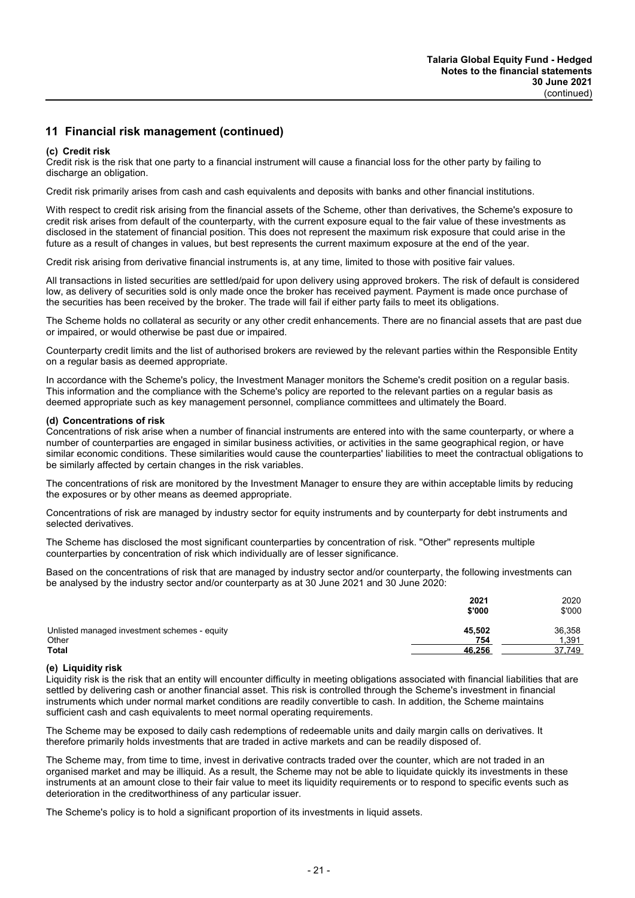## 11 Financial risk management (continued)

### (c) Credit risk

Credit risk is the risk that one party to a financial instrument will cause a financial loss for the other party by failing to discharge an obligation.

Credit risk primarily arises from cash and cash equivalents and deposits with banks and other financial institutions.

With respect to credit risk arising from the financial assets of the Scheme, other than derivatives, the Scheme's exposure to credit risk arises from default of the counterparty, with the current exposure equal to the fair value of these investments as disclosed in the statement of financial position. This does not represent the maximum risk exposure that could arise in the future as a result of changes in values, but best represents the current maximum exposure at the end of the year.

Credit risk arising from derivative financial instruments is, at any time, limited to those with positive fair values.

All transactions in listed securities are settled/paid for upon delivery using approved brokers. The risk of default is considered low, as delivery of securities sold is only made once the broker has received payment. Payment is made once purchase of the securities has been received by the broker. The trade will fail if either party fails to meet its obligations.

The Scheme holds no collateral as security or any other credit enhancements. There are no financial assets that are past due or impaired, or would otherwise be past due or impaired.

Counterparty credit limits and the list of authorised brokers are reviewed by the relevant parties within the Responsible Entity on a regular basis as deemed appropriate.

In accordance with the Scheme's policy, the Investment Manager monitors the Scheme's credit position on a regular basis. This information and the compliance with the Scheme's policy are reported to the relevant parties on a regular basis as deemed appropriate such as key management personnel, compliance committees and ultimately the Board.

### (d) Concentrations of risk

Concentrations of risk arise when a number of financial instruments are entered into with the same counterparty, or where a number of counterparties are engaged in similar business activities, or activities in the same geographical region, or have similar economic conditions. These similarities would cause the counterparties' liabilities to meet the contractual obligations to be similarly affected by certain changes in the risk variables.

The concentrations of risk are monitored by the Investment Manager to ensure they are within acceptable limits by reducing the exposures or by other means as deemed appropriate.

Concentrations of risk are managed by industry sector for equity instruments and by counterparty for debt instruments and selected derivatives.

The Scheme has disclosed the most significant counterparties by concentration of risk. "Other" represents multiple counterparties by concentration of risk which individually are of lesser significance.

Based on the concentrations of risk that are managed by industry sector and/or counterparty, the following investments can be analysed by the industry sector and/or counterparty as at 30 June 2021 and 30 June 2020:

| | **2021** | 2020 |
|---|---|---|
| | **$'000** | $'000 |
| Unlisted managed investment schemes - equity | **45,502** | 36,358 |
| Other | **754** | 1,391 |
| **Total** | **46,256** | 37,749 |

### (e) Liquidity risk

Liquidity risk is the risk that an entity will encounter difficulty in meeting obligations associated with financial liabilities that are settled by delivering cash or another financial asset. This risk is controlled through the Scheme's investment in financial instruments which under normal market conditions are readily convertible to cash. In addition, the Scheme maintains sufficient cash and cash equivalents to meet normal operating requirements.

The Scheme may be exposed to daily cash redemptions of redeemable units and daily margin calls on derivatives. It therefore primarily holds investments that are traded in active markets and can be readily disposed of.

The Scheme may, from time to time, invest in derivative contracts traded over the counter, which are not traded in an organised market and may be illiquid. As a result, the Scheme may not be able to liquidate quickly its investments in these instruments at an amount close to their fair value to meet its liquidity requirements or to respond to specific events such as deterioration in the creditworthiness of any particular issuer.

The Scheme's policy is to hold a significant proportion of its investments in liquid assets.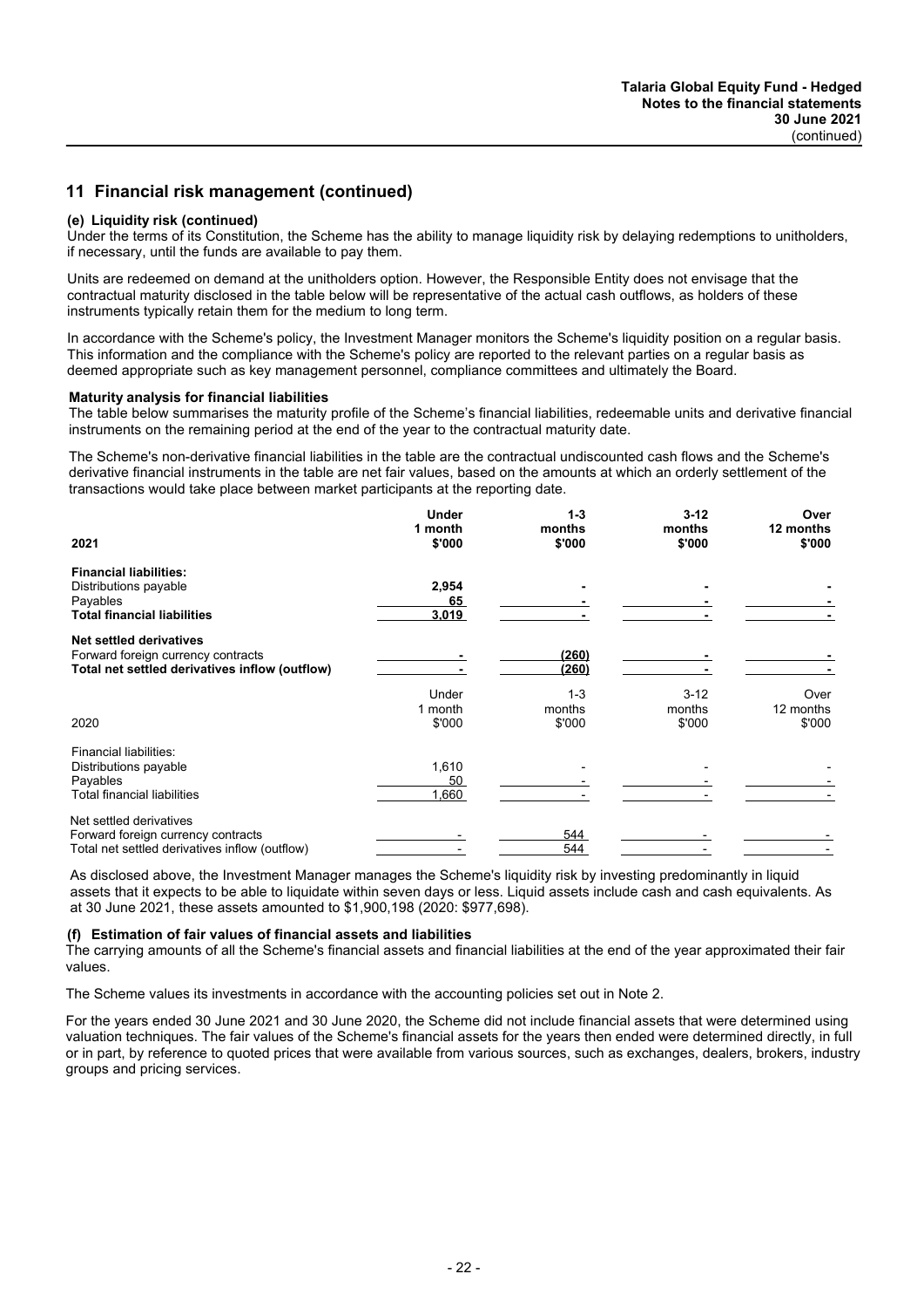## 11 Financial risk management (continued)

**(e) Liquidity risk (continued)**

Under the terms of its Constitution, the Scheme has the ability to manage liquidity risk by delaying redemptions to unitholders, if necessary, until the funds are available to pay them.

Units are redeemed on demand at the unitholders option. However, the Responsible Entity does not envisage that the contractual maturity disclosed in the table below will be representative of the actual cash outflows, as holders of these instruments typically retain them for the medium to long term.

In accordance with the Scheme's policy, the Investment Manager monitors the Scheme's liquidity position on a regular basis. This information and the compliance with the Scheme's policy are reported to the relevant parties on a regular basis as deemed appropriate such as key management personnel, compliance committees and ultimately the Board.

**Maturity analysis for financial liabilities**

The table below summarises the maturity profile of the Scheme's financial liabilities, redeemable units and derivative financial instruments on the remaining period at the end of the year to the contractual maturity date.

The Scheme's non-derivative financial liabilities in the table are the contractual undiscounted cash flows and the Scheme's derivative financial instruments in the table are net fair values, based on the amounts at which an orderly settlement of the transactions would take place between market participants at the reporting date.

| **2021** | **Under 1 month $'000** | **1-3 months $'000** | **3-12 months $'000** | **Over 12 months $'000** |
|---|---|---|---|---|
| **Financial liabilities:** | | | | |
| Distributions payable | **2,954** | **-** | **-** | **-** |
| Payables | **65** | **-** | **-** | **-** |
| **Total financial liabilities** | **3,019** | **-** | **-** | **-** |
| **Net settled derivatives** | | | | |
| Forward foreign currency contracts | **-** | **(260)** | **-** | **-** |
| **Total net settled derivatives inflow (outflow)** | **-** | **(260)** | **-** | **-** |

| 2020 | Under 1 month $'000 | 1-3 months $'000 | 3-12 months $'000 | Over 12 months $'000 |
|---|---|---|---|---|
| Financial liabilities: | | | | |
| Distributions payable | 1,610 | - | - | - |
| Payables | 50 | - | - | - |
| Total financial liabilities | 1,660 | - | - | - |
| Net settled derivatives | | | | |
| Forward foreign currency contracts | - | 544 | - | - |
| Total net settled derivatives inflow (outflow) | - | 544 | - | - |

As disclosed above, the Investment Manager manages the Scheme's liquidity risk by investing predominantly in liquid assets that it expects to be able to liquidate within seven days or less. Liquid assets include cash and cash equivalents. As at 30 June 2021, these assets amounted to $1,900,198 (2020: $977,698).

**(f) Estimation of fair values of financial assets and liabilities**

The carrying amounts of all the Scheme's financial assets and financial liabilities at the end of the year approximated their fair values.

The Scheme values its investments in accordance with the accounting policies set out in Note 2.

For the years ended 30 June 2021 and 30 June 2020, the Scheme did not include financial assets that were determined using valuation techniques. The fair values of the Scheme's financial assets for the years then ended were determined directly, in full or in part, by reference to quoted prices that were available from various sources, such as exchanges, dealers, brokers, industry groups and pricing services.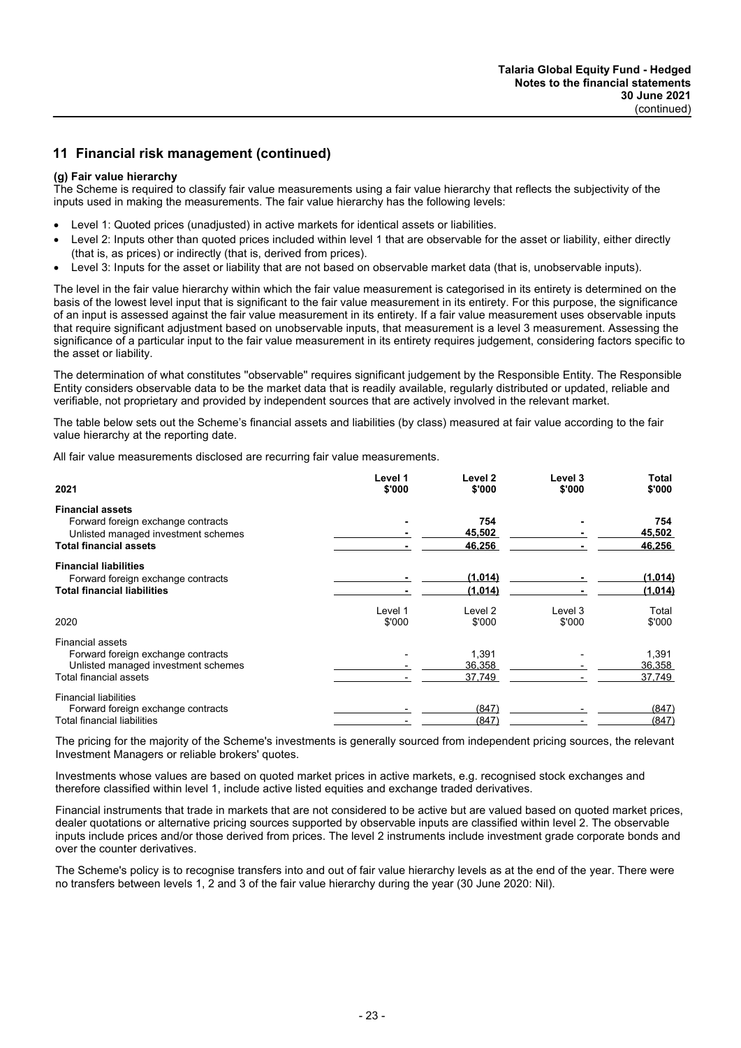## 11 Financial risk management (continued)

**(g) Fair value hierarchy**

The Scheme is required to classify fair value measurements using a fair value hierarchy that reflects the subjectivity of the inputs used in making the measurements. The fair value hierarchy has the following levels:

- Level 1: Quoted prices (unadjusted) in active markets for identical assets or liabilities.
- Level 2: Inputs other than quoted prices included within level 1 that are observable for the asset or liability, either directly (that is, as prices) or indirectly (that is, derived from prices).
- Level 3: Inputs for the asset or liability that are not based on observable market data (that is, unobservable inputs).

The level in the fair value hierarchy within which the fair value measurement is categorised in its entirety is determined on the basis of the lowest level input that is significant to the fair value measurement in its entirety. For this purpose, the significance of an input is assessed against the fair value measurement in its entirety. If a fair value measurement uses observable inputs that require significant adjustment based on unobservable inputs, that measurement is a level 3 measurement. Assessing the significance of a particular input to the fair value measurement in its entirety requires judgement, considering factors specific to the asset or liability.

The determination of what constitutes "observable" requires significant judgement by the Responsible Entity. The Responsible Entity considers observable data to be the market data that is readily available, regularly distributed or updated, reliable and verifiable, not proprietary and provided by independent sources that are actively involved in the relevant market.

The table below sets out the Scheme's financial assets and liabilities (by class) measured at fair value according to the fair value hierarchy at the reporting date.

All fair value measurements disclosed are recurring fair value measurements.

| **2021** | **Level 1 $'000** | **Level 2 $'000** | **Level 3 $'000** | **Total $'000** |
|---|---|---|---|---|
| **Financial assets** | | | | |
| Forward foreign exchange contracts | - | 754 | - | 754 |
| Unlisted managed investment schemes | - | 45,502 | - | 45,502 |
| **Total financial assets** | - | 46,256 | - | 46,256 |
| **Financial liabilities** | | | | |
| Forward foreign exchange contracts | - | (1,014) | - | (1,014) |
| **Total financial liabilities** | - | (1,014) | - | (1,014) |

| 2020 | Level 1 $'000 | Level 2 $'000 | Level 3 $'000 | Total $'000 |
|---|---|---|---|---|
| Financial assets | | | | |
| Forward foreign exchange contracts | - | 1,391 | - | 1,391 |
| Unlisted managed investment schemes | - | 36,358 | - | 36,358 |
| Total financial assets | - | 37,749 | - | 37,749 |
| Financial liabilities | | | | |
| Forward foreign exchange contracts | - | (847) | - | (847) |
| Total financial liabilities | - | (847) | - | (847) |

The pricing for the majority of the Scheme's investments is generally sourced from independent pricing sources, the relevant Investment Managers or reliable brokers' quotes.

Investments whose values are based on quoted market prices in active markets, e.g. recognised stock exchanges and therefore classified within level 1, include active listed equities and exchange traded derivatives.

Financial instruments that trade in markets that are not considered to be active but are valued based on quoted market prices, dealer quotations or alternative pricing sources supported by observable inputs are classified within level 2. The observable inputs include prices and/or those derived from prices. The level 2 instruments include investment grade corporate bonds and over the counter derivatives.

The Scheme's policy is to recognise transfers into and out of fair value hierarchy levels as at the end of the year. There were no transfers between levels 1, 2 and 3 of the fair value hierarchy during the year (30 June 2020: Nil).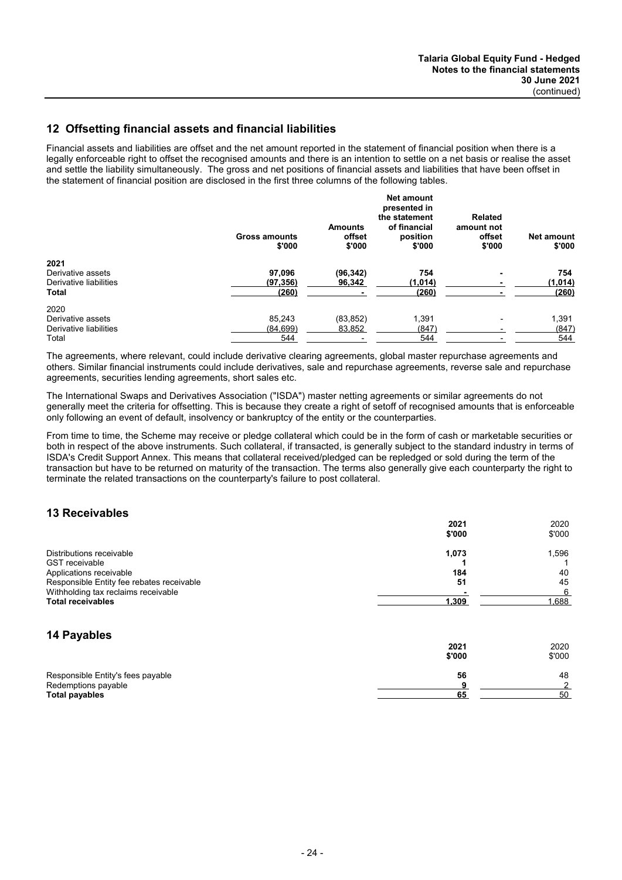## 12 Offsetting financial assets and financial liabilities

Financial assets and liabilities are offset and the net amount reported in the statement of financial position when there is a legally enforceable right to offset the recognised amounts and there is an intention to settle on a net basis or realise the asset and settle the liability simultaneously. The gross and net positions of financial assets and liabilities that have been offset in the statement of financial position are disclosed in the first three columns of the following tables.

| | Gross amounts $'000 | Amounts offset $'000 | Net amount presented in the statement of financial position $'000 | Related amount not offset $'000 | Net amount $'000 |
|---|---|---|---|---|---|
| **2021** | | | | | |
| Derivative assets | **97,096** | **(96,342)** | **754** | **-** | **754** |
| Derivative liabilities | **(97,356)** | **96,342** | **(1,014)** | **-** | **(1,014)** |
| **Total** | **(260)** | **-** | **(260)** | **-** | **(260)** |
| 2020 | | | | | |
| Derivative assets | 85,243 | (83,852) | 1,391 | - | 1,391 |
| Derivative liabilities | (84,699) | 83,852 | (847) | - | (847) |
| Total | 544 | - | 544 | - | 544 |

The agreements, where relevant, could include derivative clearing agreements, global master repurchase agreements and others. Similar financial instruments could include derivatives, sale and repurchase agreements, reverse sale and repurchase agreements, securities lending agreements, short sales etc.

The International Swaps and Derivatives Association ("ISDA") master netting agreements or similar agreements do not generally meet the criteria for offsetting. This is because they create a right of setoff of recognised amounts that is enforceable only following an event of default, insolvency or bankruptcy of the entity or the counterparties.

From time to time, the Scheme may receive or pledge collateral which could be in the form of cash or marketable securities or both in respect of the above instruments. Such collateral, if transacted, is generally subject to the standard industry in terms of ISDA's Credit Support Annex. This means that collateral received/pledged can be repledged or sold during the term of the transaction but have to be returned on maturity of the transaction. The terms also generally give each counterparty the right to terminate the related transactions on the counterparty's failure to post collateral.

## 13 Receivables

| | 2021 $'000 | 2020 $'000 |
|---|---|---|
| Distributions receivable | **1,073** | 1,596 |
| GST receivable | **1** | 1 |
| Applications receivable | **184** | 40 |
| Responsible Entity fee rebates receivable | **51** | 45 |
| Withholding tax reclaims receivable | **-** | 6 |
| **Total receivables** | **1,309** | 1,688 |

## 14 Payables

| | 2021 $'000 | 2020 $'000 |
|---|---|---|
| Responsible Entity's fees payable | **56** | 48 |
| Redemptions payable | **9** | 2 |
| **Total payables** | **65** | 50 |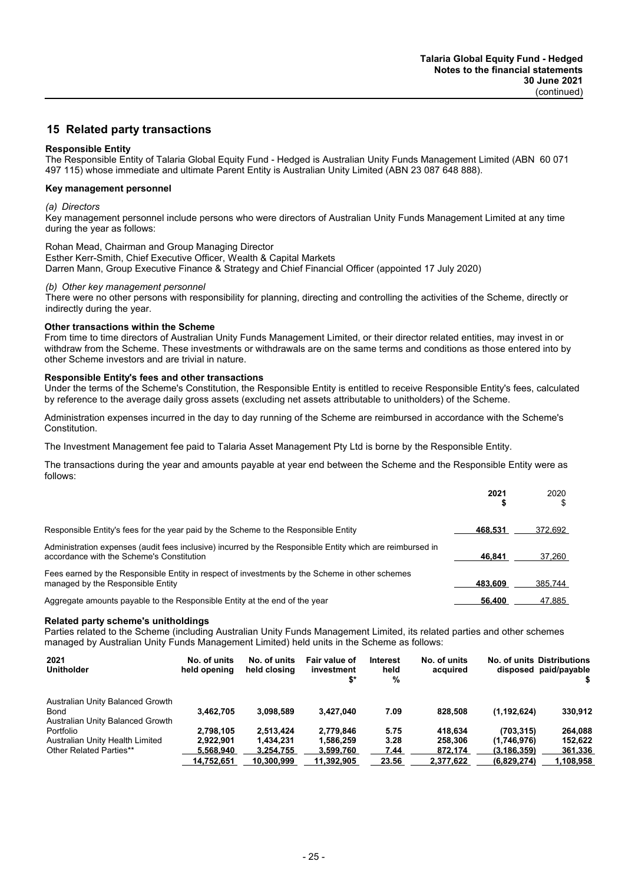## 15 Related party transactions

**Responsible Entity**

The Responsible Entity of Talaria Global Equity Fund - Hedged is Australian Unity Funds Management Limited (ABN 60 071 497 115) whose immediate and ultimate Parent Entity is Australian Unity Limited (ABN 23 087 648 888).

**Key management personnel**

*(a) Directors*

Key management personnel include persons who were directors of Australian Unity Funds Management Limited at any time during the year as follows:

Rohan Mead, Chairman and Group Managing Director
Esther Kerr-Smith, Chief Executive Officer, Wealth & Capital Markets
Darren Mann, Group Executive Finance & Strategy and Chief Financial Officer (appointed 17 July 2020)

*(b) Other key management personnel*

There were no other persons with responsibility for planning, directing and controlling the activities of the Scheme, directly or indirectly during the year.

**Other transactions within the Scheme**

From time to time directors of Australian Unity Funds Management Limited, or their director related entities, may invest in or withdraw from the Scheme. These investments or withdrawals are on the same terms and conditions as those entered into by other Scheme investors and are trivial in nature.

**Responsible Entity's fees and other transactions**

Under the terms of the Scheme's Constitution, the Responsible Entity is entitled to receive Responsible Entity's fees, calculated by reference to the average daily gross assets (excluding net assets attributable to unitholders) of the Scheme.

Administration expenses incurred in the day to day running of the Scheme are reimbursed in accordance with the Scheme's Constitution.

The Investment Management fee paid to Talaria Asset Management Pty Ltd is borne by the Responsible Entity.

The transactions during the year and amounts payable at year end between the Scheme and the Responsible Entity were as follows:

| | **2021 $** | 2020 $ |
|---|---|---|
| Responsible Entity's fees for the year paid by the Scheme to the Responsible Entity | **468,531** | 372,692 |
| Administration expenses (audit fees inclusive) incurred by the Responsible Entity which are reimbursed in accordance with the Scheme's Constitution | **46,841** | 37,260 |
| Fees earned by the Responsible Entity in respect of investments by the Scheme in other schemes managed by the Responsible Entity | **483,609** | 385,744 |
| Aggregate amounts payable to the Responsible Entity at the end of the year | **56,400** | 47,885 |

**Related party scheme's unitholdings**

Parties related to the Scheme (including Australian Unity Funds Management Limited, its related parties and other schemes managed by Australian Unity Funds Management Limited) held units in the Scheme as follows:

| **2021 Unitholder** | **No. of units held opening** | **No. of units held closing** | **Fair value of investment $*** | **Interest held %** | **No. of units acquired** | **No. of units disposed** | **Distributions paid/payable $** |
|---|---|---|---|---|---|---|---|
| Australian Unity Balanced Growth Bond | **3,462,705** | **3,098,589** | **3,427,040** | **7.09** | **828,508** | **(1,192,624)** | **330,912** |
| Australian Unity Balanced Growth Portfolio | **2,798,105** | **2,513,424** | **2,779,846** | **5.75** | **418,634** | **(703,315)** | **264,088** |
| Australian Unity Health Limited | **2,922,901** | **1,434,231** | **1,586,259** | **3.28** | **258,306** | **(1,746,976)** | **152,622** |
| Other Related Parties** | **5,568,940** | **3,254,755** | **3,599,760** | **7.44** | **872,174** | **(3,186,359)** | **361,336** |
| | **14,752,651** | **10,300,999** | **11,392,905** | **23.56** | **2,377,622** | **(6,829,274)** | **1,108,958** |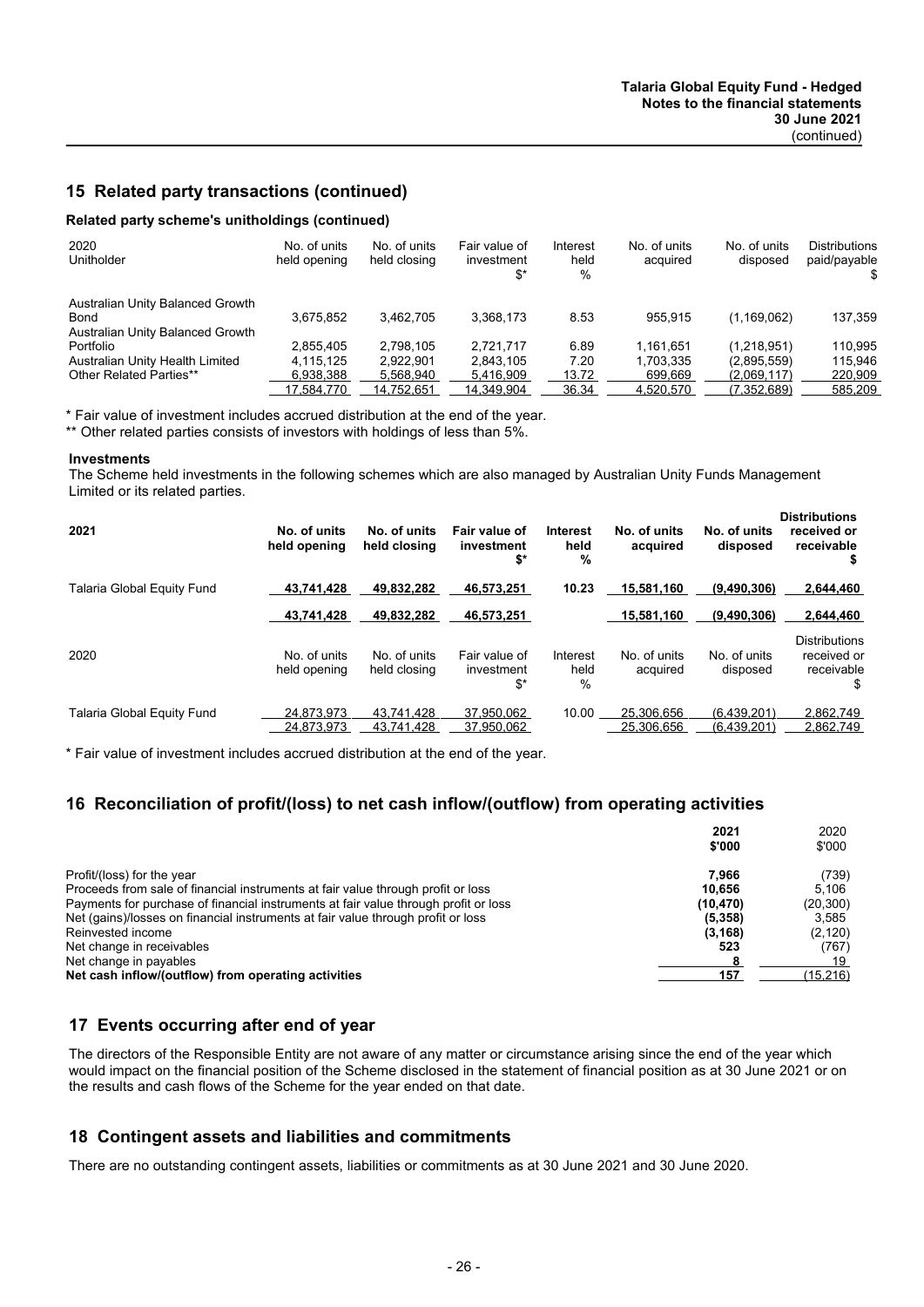## 15 Related party transactions (continued)

### Related party scheme's unitholdings (continued)

| 2020<br>Unitholder | No. of units held opening | No. of units held closing | Fair value of investment $* | Interest held % | No. of units acquired | No. of units disposed | Distributions paid/payable $ |
|---|---|---|---|---|---|---|---|
| Australian Unity Balanced Growth Bond | 3,675,852 | 3,462,705 | 3,368,173 | 8.53 | 955,915 | (1,169,062) | 137,359 |
| Australian Unity Balanced Growth Portfolio | 2,855,405 | 2,798,105 | 2,721,717 | 6.89 | 1,161,651 | (1,218,951) | 110,995 |
| Australian Unity Health Limited | 4,115,125 | 2,922,901 | 2,843,105 | 7.20 | 1,703,335 | (2,895,559) | 115,946 |
| Other Related Parties** | 6,938,388 | 5,568,940 | 5,416,909 | 13.72 | 699,669 | (2,069,117) | 220,909 |
| | 17,584,770 | 14,752,651 | 14,349,904 | 36.34 | 4,520,570 | (7,352,689) | 585,209 |

\* Fair value of investment includes accrued distribution at the end of the year.

** Other related parties consists of investors with holdings of less than 5%.

**Investments**

The Scheme held investments in the following schemes which are also managed by Australian Unity Funds Management Limited or its related parties.

| **2021** | **No. of units held opening** | **No. of units held closing** | **Fair value of investment $*** | **Interest held %** | **No. of units acquired** | **No. of units disposed** | **Distributions received or receivable $** |
|---|---|---|---|---|---|---|---|
| Talaria Global Equity Fund | **43,741,428** | **49,832,282** | **46,573,251** | **10.23** | **15,581,160** | **(9,490,306)** | **2,644,460** |
| | **43,741,428** | **49,832,282** | **46,573,251** | | **15,581,160** | **(9,490,306)** | **2,644,460** |

| 2020 | No. of units held opening | No. of units held closing | Fair value of investment $* | Interest held % | No. of units acquired | No. of units disposed | Distributions received or receivable $ |
|---|---|---|---|---|---|---|---|
| Talaria Global Equity Fund | 24,873,973 | 43,741,428 | 37,950,062 | 10.00 | 25,306,656 | (6,439,201) | 2,862,749 |
| | 24,873,973 | 43,741,428 | 37,950,062 | | 25,306,656 | (6,439,201) | 2,862,749 |

\* Fair value of investment includes accrued distribution at the end of the year.

## 16 Reconciliation of profit/(loss) to net cash inflow/(outflow) from operating activities

| | **2021<br>$'000** | 2020<br>$'000 |
|---|---|---|
| Profit/(loss) for the year | **7,966** | (739) |
| Proceeds from sale of financial instruments at fair value through profit or loss | **10,656** | 5,106 |
| Payments for purchase of financial instruments at fair value through profit or loss | **(10,470)** | (20,300) |
| Net (gains)/losses on financial instruments at fair value through profit or loss | **(5,358)** | 3,585 |
| Reinvested income | **(3,168)** | (2,120) |
| Net change in receivables | **523** | (767) |
| Net change in payables | **8** | 19 |
| **Net cash inflow/(outflow) from operating activities** | **157** | (15,216) |

## 17 Events occurring after end of year

The directors of the Responsible Entity are not aware of any matter or circumstance arising since the end of the year which would impact on the financial position of the Scheme disclosed in the statement of financial position as at 30 June 2021 or on the results and cash flows of the Scheme for the year ended on that date.

## 18 Contingent assets and liabilities and commitments

There are no outstanding contingent assets, liabilities or commitments as at 30 June 2021 and 30 June 2020.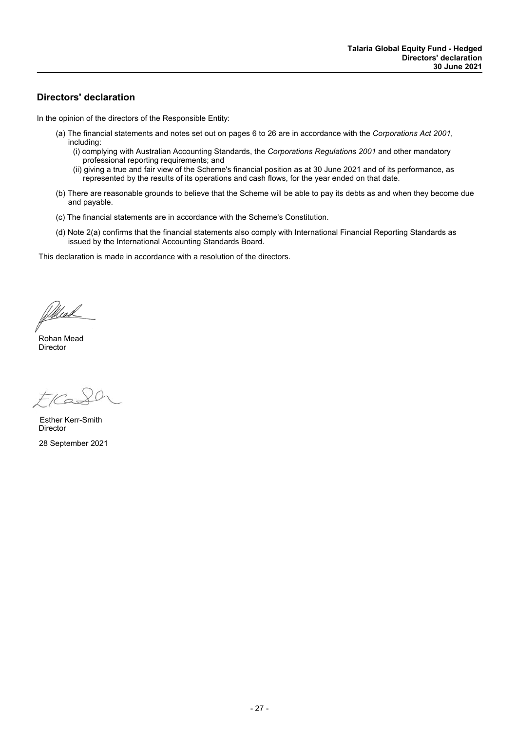## Directors' declaration

In the opinion of the directors of the Responsible Entity:

(a) The financial statements and notes set out on pages 6 to 26 are in accordance with the *Corporations Act 2001*, including:

   (i) complying with Australian Accounting Standards, the *Corporations Regulations 2001* and other mandatory professional reporting requirements; and

   (ii) giving a true and fair view of the Scheme's financial position as at 30 June 2021 and of its performance, as represented by the results of its operations and cash flows, for the year ended on that date.

(b) There are reasonable grounds to believe that the Scheme will be able to pay its debts as and when they become due and payable.

(c) The financial statements are in accordance with the Scheme's Constitution.

(d) Note 2(a) confirms that the financial statements also comply with International Financial Reporting Standards as issued by the International Accounting Standards Board.

This declaration is made in accordance with a resolution of the directors.

Rohan Mead
Director

Esther Kerr-Smith
Director

28 September 2021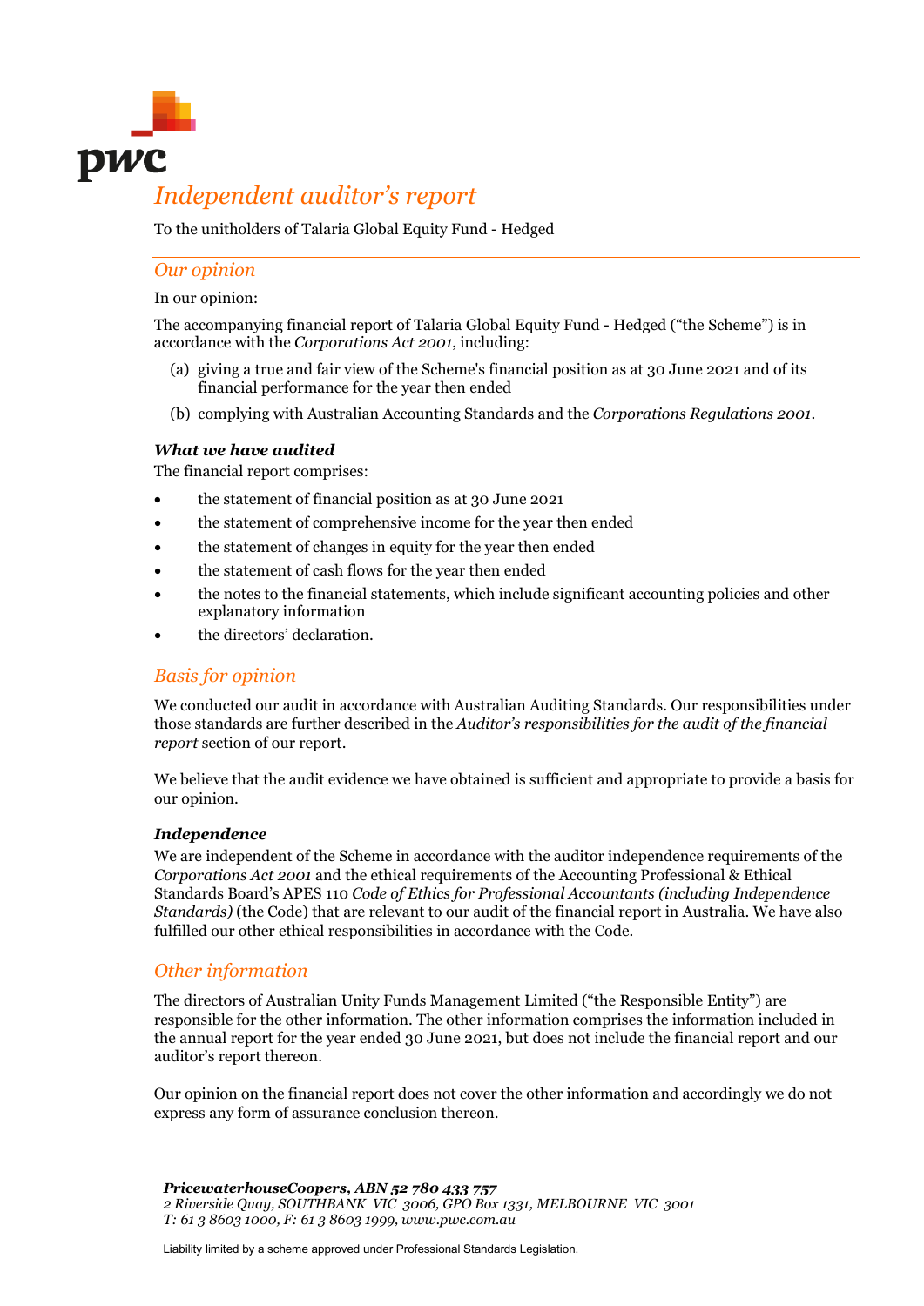# Independent auditor's report

To the unitholders of Talaria Global Equity Fund - Hedged

## Our opinion

In our opinion:

The accompanying financial report of Talaria Global Equity Fund - Hedged ("the Scheme") is in accordance with the *Corporations Act 2001*, including:

(a) giving a true and fair view of the Scheme's financial position as at 30 June 2021 and of its financial performance for the year then ended

(b) complying with Australian Accounting Standards and the *Corporations Regulations 2001*.

### *What we have audited*

The financial report comprises:

- the statement of financial position as at 30 June 2021
- the statement of comprehensive income for the year then ended
- the statement of changes in equity for the year then ended
- the statement of cash flows for the year then ended
- the notes to the financial statements, which include significant accounting policies and other explanatory information
- the directors' declaration.

## Basis for opinion

We conducted our audit in accordance with Australian Auditing Standards. Our responsibilities under those standards are further described in the *Auditor's responsibilities for the audit of the financial report* section of our report.

We believe that the audit evidence we have obtained is sufficient and appropriate to provide a basis for our opinion.

### *Independence*

We are independent of the Scheme in accordance with the auditor independence requirements of the *Corporations Act 2001* and the ethical requirements of the Accounting Professional & Ethical Standards Board's APES 110 *Code of Ethics for Professional Accountants (including Independence Standards)* (the Code) that are relevant to our audit of the financial report in Australia. We have also fulfilled our other ethical responsibilities in accordance with the Code.

## Other information

The directors of Australian Unity Funds Management Limited ("the Responsible Entity") are responsible for the other information. The other information comprises the information included in the annual report for the year ended 30 June 2021, but does not include the financial report and our auditor's report thereon.

Our opinion on the financial report does not cover the other information and accordingly we do not express any form of assurance conclusion thereon.

***PricewaterhouseCoopers, ABN 52 780 433 757***
*2 Riverside Quay, SOUTHBANK VIC 3006, GPO Box 1331, MELBOURNE VIC 3001*
*T: 61 3 8603 1000, F: 61 3 8603 1999, www.pwc.com.au*

Liability limited by a scheme approved under Professional Standards Legislation.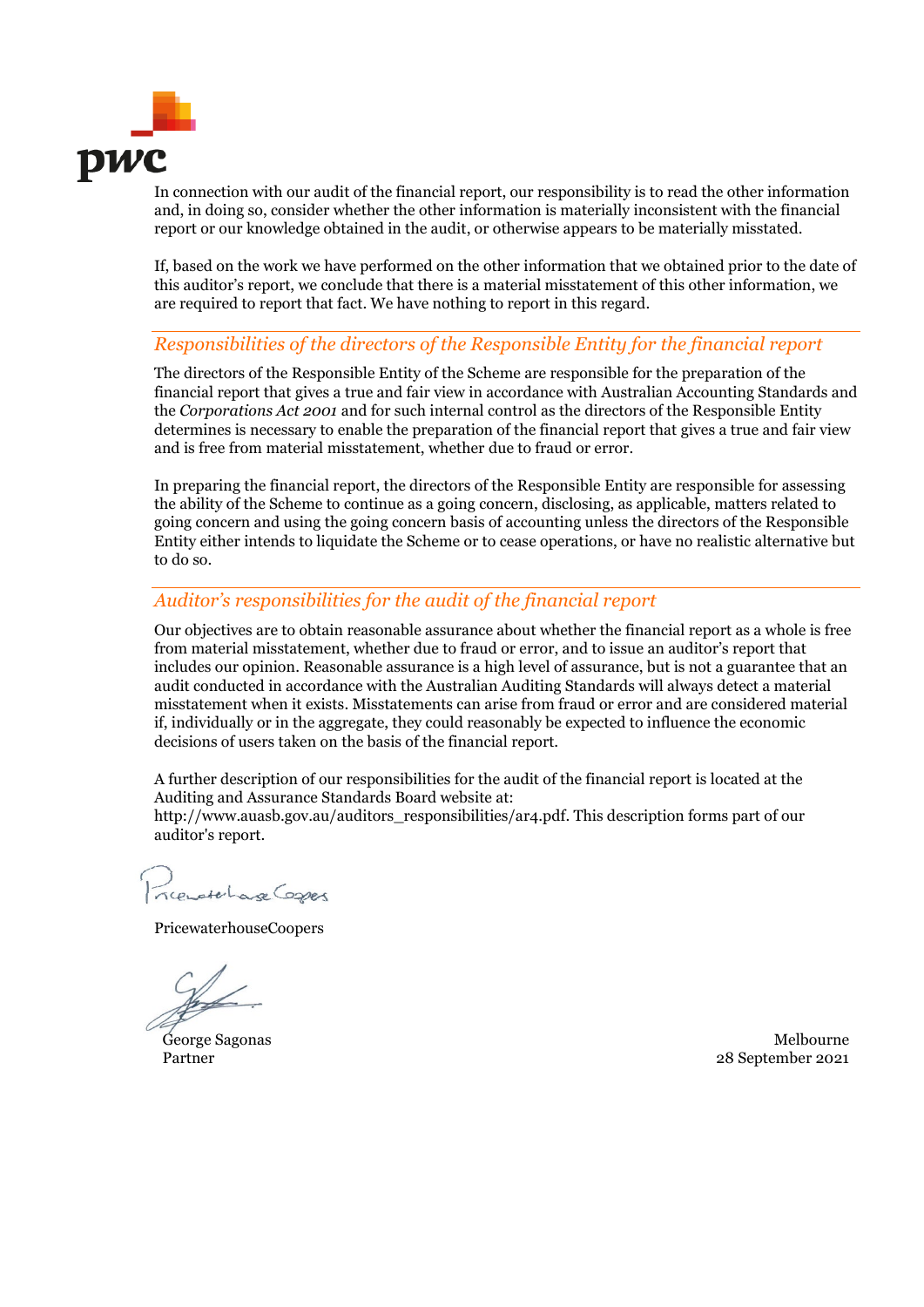In connection with our audit of the financial report, our responsibility is to read the other information and, in doing so, consider whether the other information is materially inconsistent with the financial report or our knowledge obtained in the audit, or otherwise appears to be materially misstated.

If, based on the work we have performed on the other information that we obtained prior to the date of this auditor's report, we conclude that there is a material misstatement of this other information, we are required to report that fact. We have nothing to report in this regard.

## *Responsibilities of the directors of the Responsible Entity for the financial report*

The directors of the Responsible Entity of the Scheme are responsible for the preparation of the financial report that gives a true and fair view in accordance with Australian Accounting Standards and the *Corporations Act 2001* and for such internal control as the directors of the Responsible Entity determines is necessary to enable the preparation of the financial report that gives a true and fair view and is free from material misstatement, whether due to fraud or error.

In preparing the financial report, the directors of the Responsible Entity are responsible for assessing the ability of the Scheme to continue as a going concern, disclosing, as applicable, matters related to going concern and using the going concern basis of accounting unless the directors of the Responsible Entity either intends to liquidate the Scheme or to cease operations, or have no realistic alternative but to do so.

## *Auditor's responsibilities for the audit of the financial report*

Our objectives are to obtain reasonable assurance about whether the financial report as a whole is free from material misstatement, whether due to fraud or error, and to issue an auditor's report that includes our opinion. Reasonable assurance is a high level of assurance, but is not a guarantee that an audit conducted in accordance with the Australian Auditing Standards will always detect a material misstatement when it exists. Misstatements can arise from fraud or error and are considered material if, individually or in the aggregate, they could reasonably be expected to influence the economic decisions of users taken on the basis of the financial report.

A further description of our responsibilities for the audit of the financial report is located at the Auditing and Assurance Standards Board website at: http://www.auasb.gov.au/auditors_responsibilities/ar4.pdf. This description forms part of our auditor's report.

PricewaterhouseCoopers

George Sagonas
Partner

Melbourne
28 September 2021